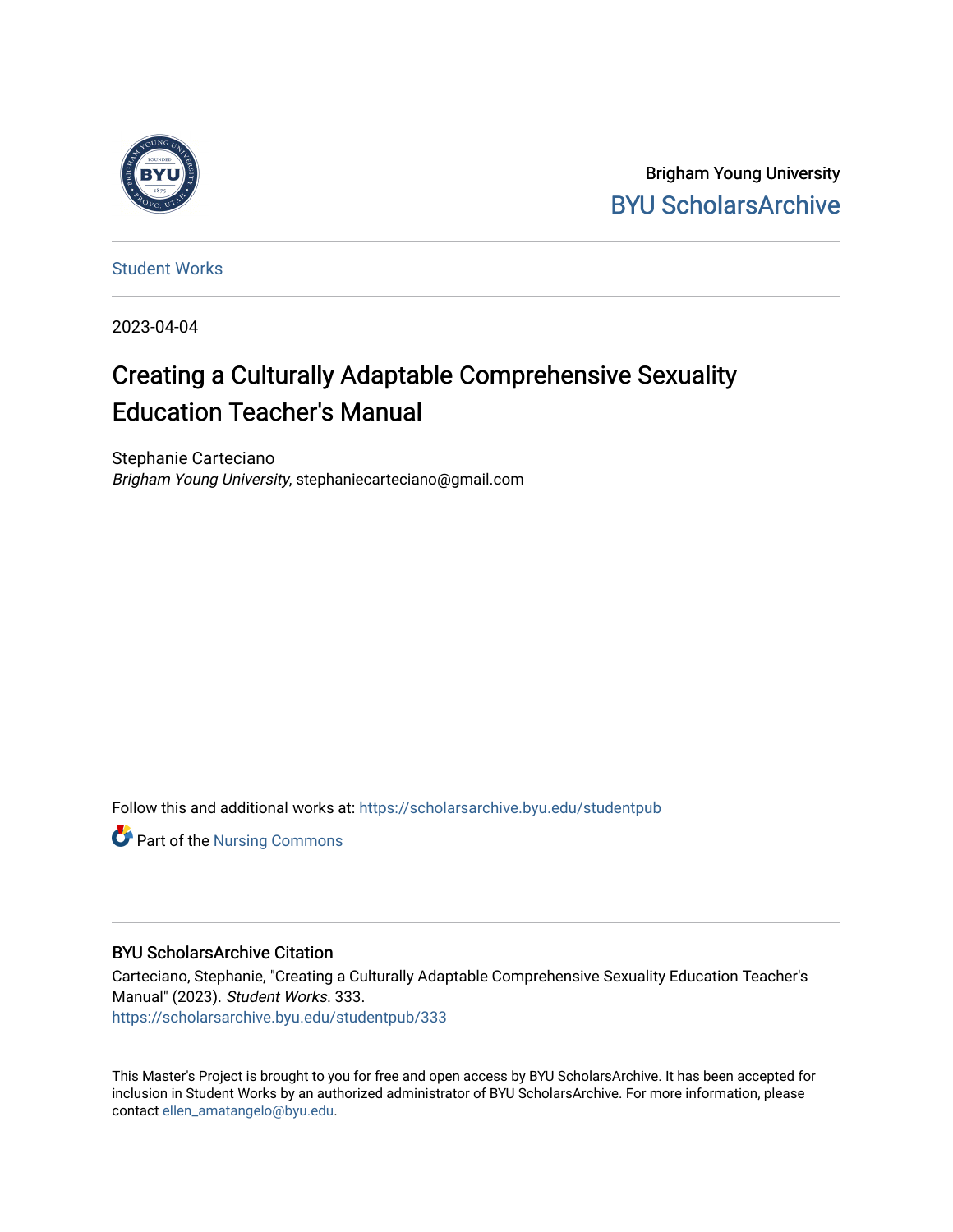Brigham Young University

BYU ScholarsArchive

Student Works

2023-04-04

# Creating a Culturally Adaptable Comprehensive Sexuality Education Teacher's Manual

Stephanie Carteciano
*Brigham Young University*, stephaniecarteciano@gmail.com

Follow this and additional works at: https://scholarsarchive.byu.edu/studentpub

Part of the Nursing Commons

## BYU ScholarsArchive Citation

Carteciano, Stephanie, "Creating a Culturally Adaptable Comprehensive Sexuality Education Teacher's Manual" (2023). *Student Works*. 333.
https://scholarsarchive.byu.edu/studentpub/333

This Master's Project is brought to you for free and open access by BYU ScholarsArchive. It has been accepted for inclusion in Student Works by an authorized administrator of BYU ScholarsArchive. For more information, please contact ellen_amatangelo@byu.edu.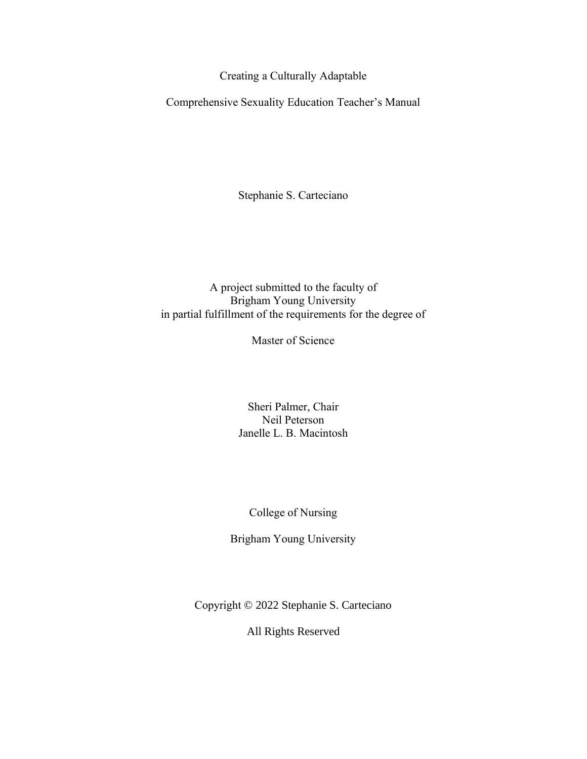# Creating a Culturally Adaptable

# Comprehensive Sexuality Education Teacher's Manual

Stephanie S. Carteciano

A project submitted to the faculty of
Brigham Young University
in partial fulfillment of the requirements for the degree of

Master of Science

Sheri Palmer, Chair
Neil Peterson
Janelle L. B. Macintosh

College of Nursing

Brigham Young University

Copyright © 2022 Stephanie S. Carteciano

All Rights Reserved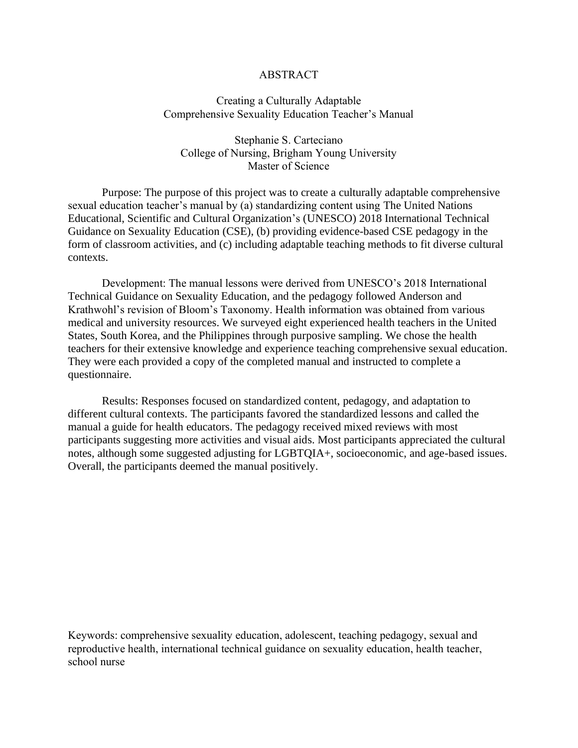# ABSTRACT

## Creating a Culturally Adaptable Comprehensive Sexuality Education Teacher's Manual

Stephanie S. Carteciano
College of Nursing, Brigham Young University
Master of Science

Purpose: The purpose of this project was to create a culturally adaptable comprehensive sexual education teacher's manual by (a) standardizing content using The United Nations Educational, Scientific and Cultural Organization's (UNESCO) 2018 International Technical Guidance on Sexuality Education (CSE), (b) providing evidence-based CSE pedagogy in the form of classroom activities, and (c) including adaptable teaching methods to fit diverse cultural contexts.

Development: The manual lessons were derived from UNESCO's 2018 International Technical Guidance on Sexuality Education, and the pedagogy followed Anderson and Krathwohl's revision of Bloom's Taxonomy. Health information was obtained from various medical and university resources. We surveyed eight experienced health teachers in the United States, South Korea, and the Philippines through purposive sampling. We chose the health teachers for their extensive knowledge and experience teaching comprehensive sexual education. They were each provided a copy of the completed manual and instructed to complete a questionnaire.

Results: Responses focused on standardized content, pedagogy, and adaptation to different cultural contexts. The participants favored the standardized lessons and called the manual a guide for health educators. The pedagogy received mixed reviews with most participants suggesting more activities and visual aids. Most participants appreciated the cultural notes, although some suggested adjusting for LGBTQIA+, socioeconomic, and age-based issues. Overall, the participants deemed the manual positively.

Keywords: comprehensive sexuality education, adolescent, teaching pedagogy, sexual and reproductive health, international technical guidance on sexuality education, health teacher, school nurse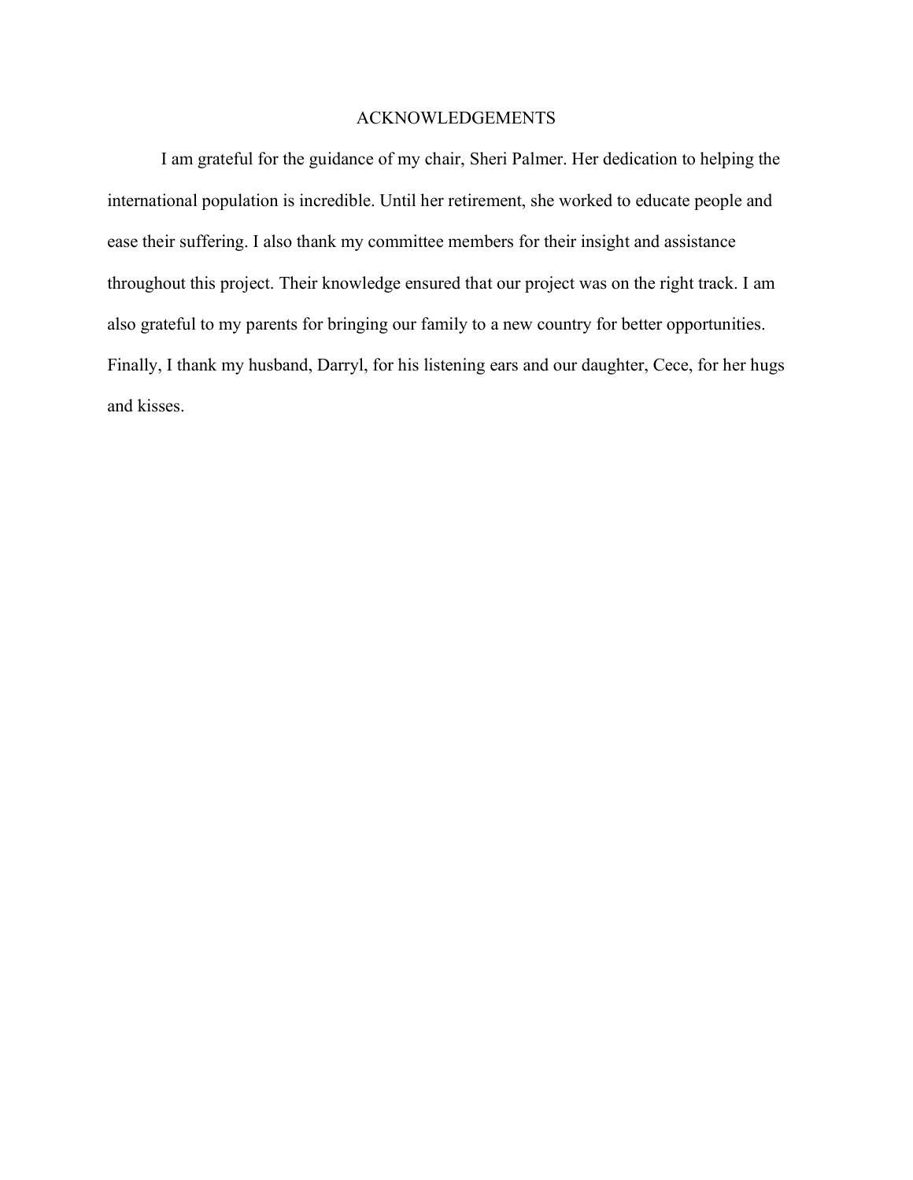# ACKNOWLEDGEMENTS

I am grateful for the guidance of my chair, Sheri Palmer. Her dedication to helping the international population is incredible. Until her retirement, she worked to educate people and ease their suffering. I also thank my committee members for their insight and assistance throughout this project. Their knowledge ensured that our project was on the right track. I am also grateful to my parents for bringing our family to a new country for better opportunities. Finally, I thank my husband, Darryl, for his listening ears and our daughter, Cece, for her hugs and kisses.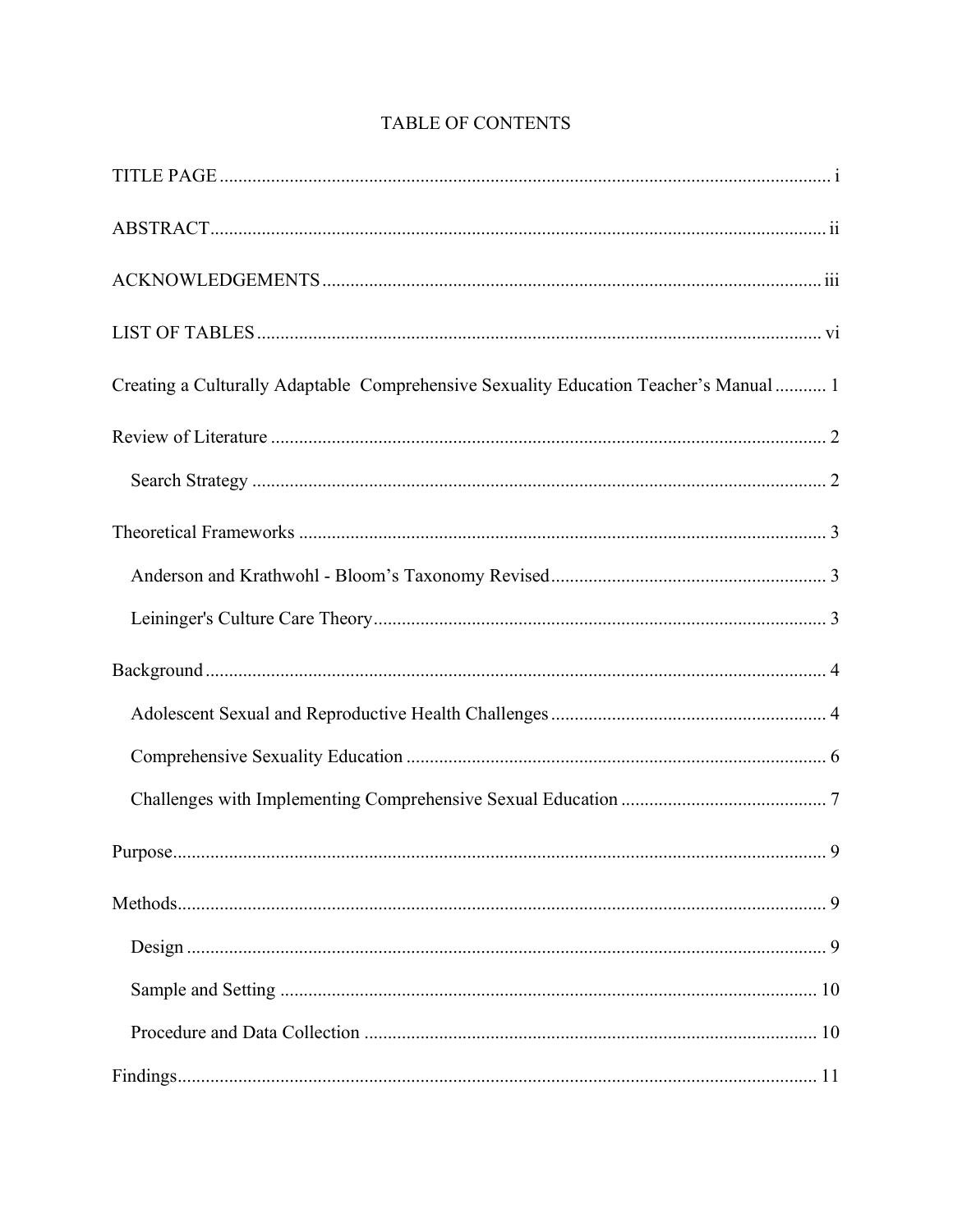# TABLE OF CONTENTS

TITLE PAGE ..... i

ABSTRACT ..... ii

ACKNOWLEDGEMENTS ..... iii

LIST OF TABLES ..... vi

Creating a Culturally Adaptable Comprehensive Sexuality Education Teacher's Manual ..... 1

Review of Literature ..... 2

- Search Strategy ..... 2

Theoretical Frameworks ..... 3

- Anderson and Krathwohl - Bloom's Taxonomy Revised ..... 3
- Leininger's Culture Care Theory ..... 3

Background ..... 4

- Adolescent Sexual and Reproductive Health Challenges ..... 4
- Comprehensive Sexuality Education ..... 6
- Challenges with Implementing Comprehensive Sexual Education ..... 7

Purpose ..... 9

Methods ..... 9

- Design ..... 9
- Sample and Setting ..... 10
- Procedure and Data Collection ..... 10

Findings ..... 11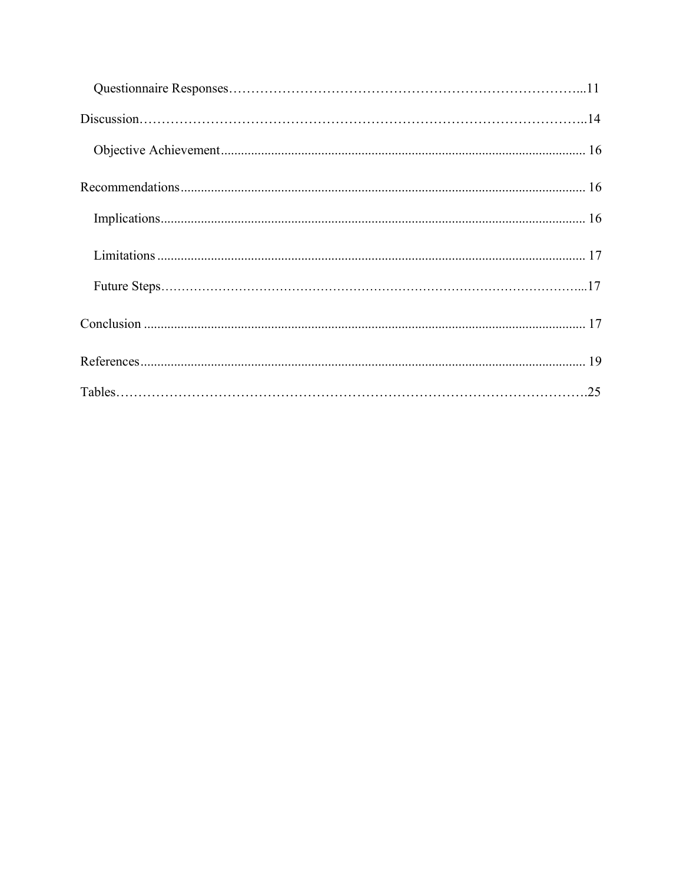Questionnaire Responses……………………………………………………………………...11

Discussion………………………………………………………………………………………..14

Objective Achievement.......................................................................................................... 16

Recommendations...................................................................................................................... 16

Implications............................................................................................................................ 16

Limitations ............................................................................................................................. 17

Future Steps…………………………………………………………………………………...17

Conclusion .................................................................................................................................. 17

References................................................................................................................................... 19

Tables……………………………………………………………………………………………25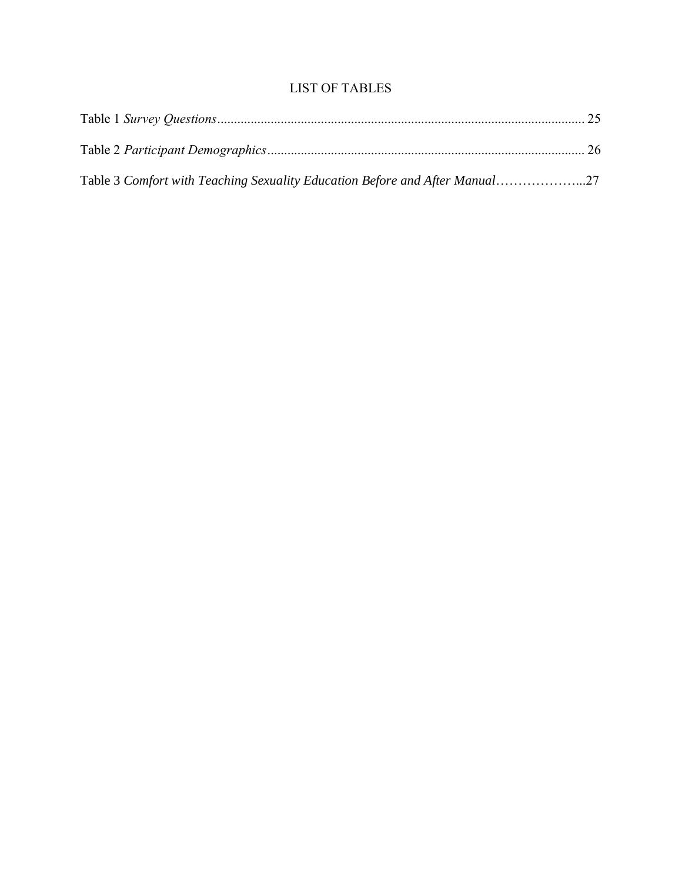# LIST OF TABLES

Table 1 *Survey Questions*............................................................................................................. 25

Table 2 *Participant Demographics*.............................................................................................. 26

Table 3 *Comfort with Teaching Sexuality Education Before and After Manual*………………...27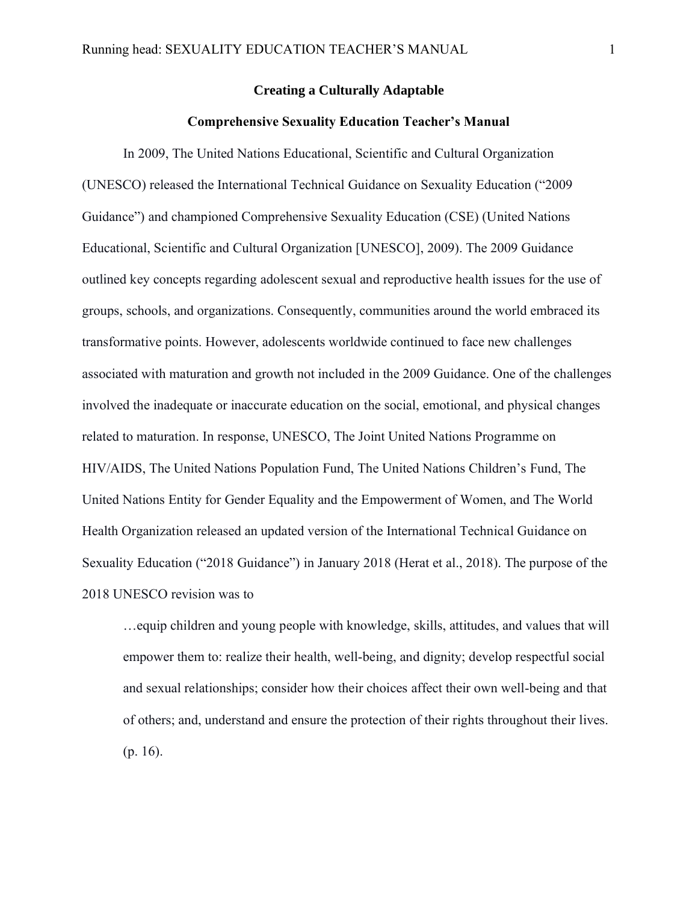**Creating a Culturally Adaptable**

**Comprehensive Sexuality Education Teacher's Manual**

In 2009, The United Nations Educational, Scientific and Cultural Organization (UNESCO) released the International Technical Guidance on Sexuality Education ("2009 Guidance") and championed Comprehensive Sexuality Education (CSE) (United Nations Educational, Scientific and Cultural Organization [UNESCO], 2009). The 2009 Guidance outlined key concepts regarding adolescent sexual and reproductive health issues for the use of groups, schools, and organizations. Consequently, communities around the world embraced its transformative points. However, adolescents worldwide continued to face new challenges associated with maturation and growth not included in the 2009 Guidance. One of the challenges involved the inadequate or inaccurate education on the social, emotional, and physical changes related to maturation. In response, UNESCO, The Joint United Nations Programme on HIV/AIDS, The United Nations Population Fund, The United Nations Children's Fund, The United Nations Entity for Gender Equality and the Empowerment of Women, and The World Health Organization released an updated version of the International Technical Guidance on Sexuality Education ("2018 Guidance") in January 2018 (Herat et al., 2018). The purpose of the 2018 UNESCO revision was to

> …equip children and young people with knowledge, skills, attitudes, and values that will empower them to: realize their health, well-being, and dignity; develop respectful social and sexual relationships; consider how their choices affect their own well-being and that of others; and, understand and ensure the protection of their rights throughout their lives. (p. 16).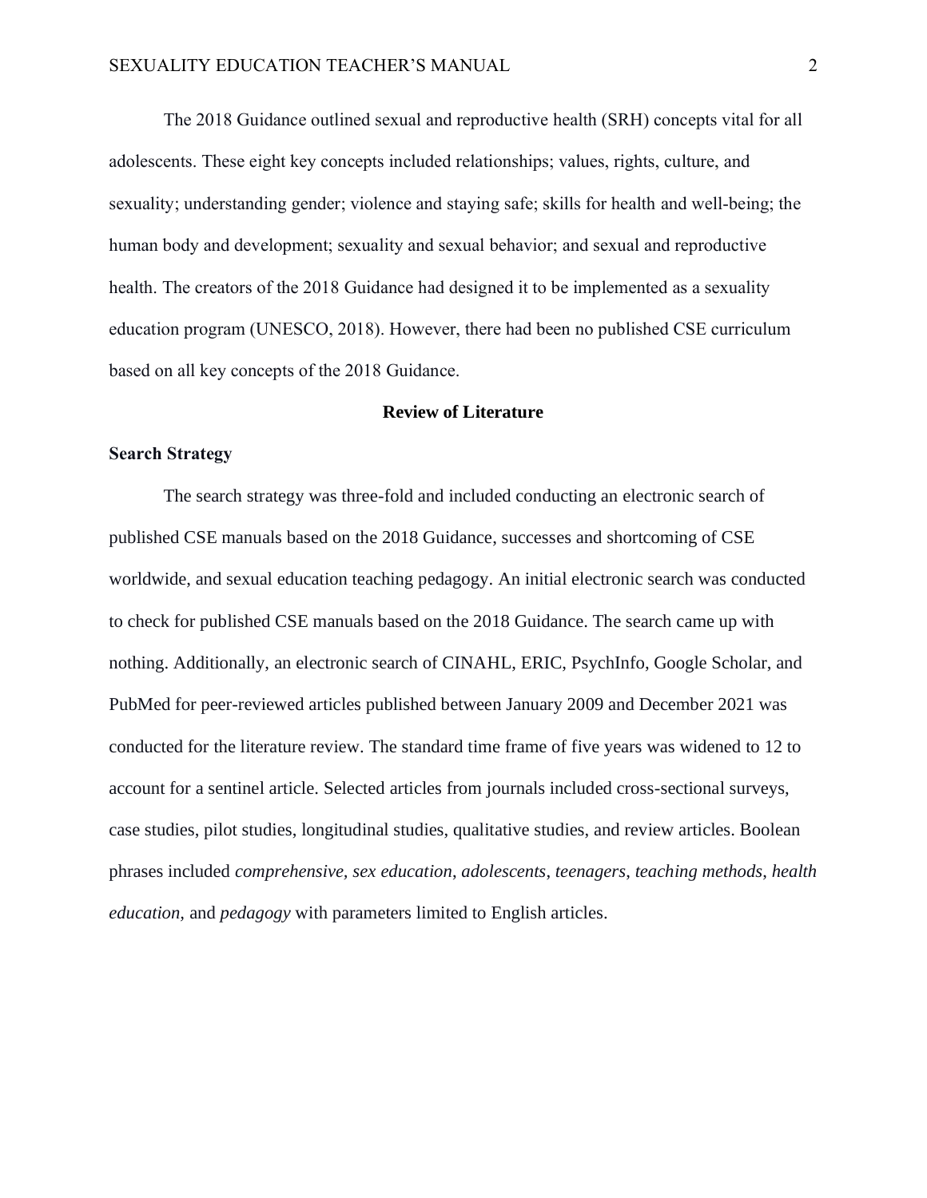The 2018 Guidance outlined sexual and reproductive health (SRH) concepts vital for all adolescents. These eight key concepts included relationships; values, rights, culture, and sexuality; understanding gender; violence and staying safe; skills for health and well-being; the human body and development; sexuality and sexual behavior; and sexual and reproductive health. The creators of the 2018 Guidance had designed it to be implemented as a sexuality education program (UNESCO, 2018). However, there had been no published CSE curriculum based on all key concepts of the 2018 Guidance.

## Review of Literature

### Search Strategy

The search strategy was three-fold and included conducting an electronic search of published CSE manuals based on the 2018 Guidance, successes and shortcoming of CSE worldwide, and sexual education teaching pedagogy. An initial electronic search was conducted to check for published CSE manuals based on the 2018 Guidance. The search came up with nothing. Additionally, an electronic search of CINAHL, ERIC, PsychInfo, Google Scholar, and PubMed for peer-reviewed articles published between January 2009 and December 2021 was conducted for the literature review. The standard time frame of five years was widened to 12 to account for a sentinel article. Selected articles from journals included cross-sectional surveys, case studies, pilot studies, longitudinal studies, qualitative studies, and review articles. Boolean phrases included *comprehensive, sex education*, *adolescents, teenagers, teaching methods*, *health education,* and *pedagogy* with parameters limited to English articles.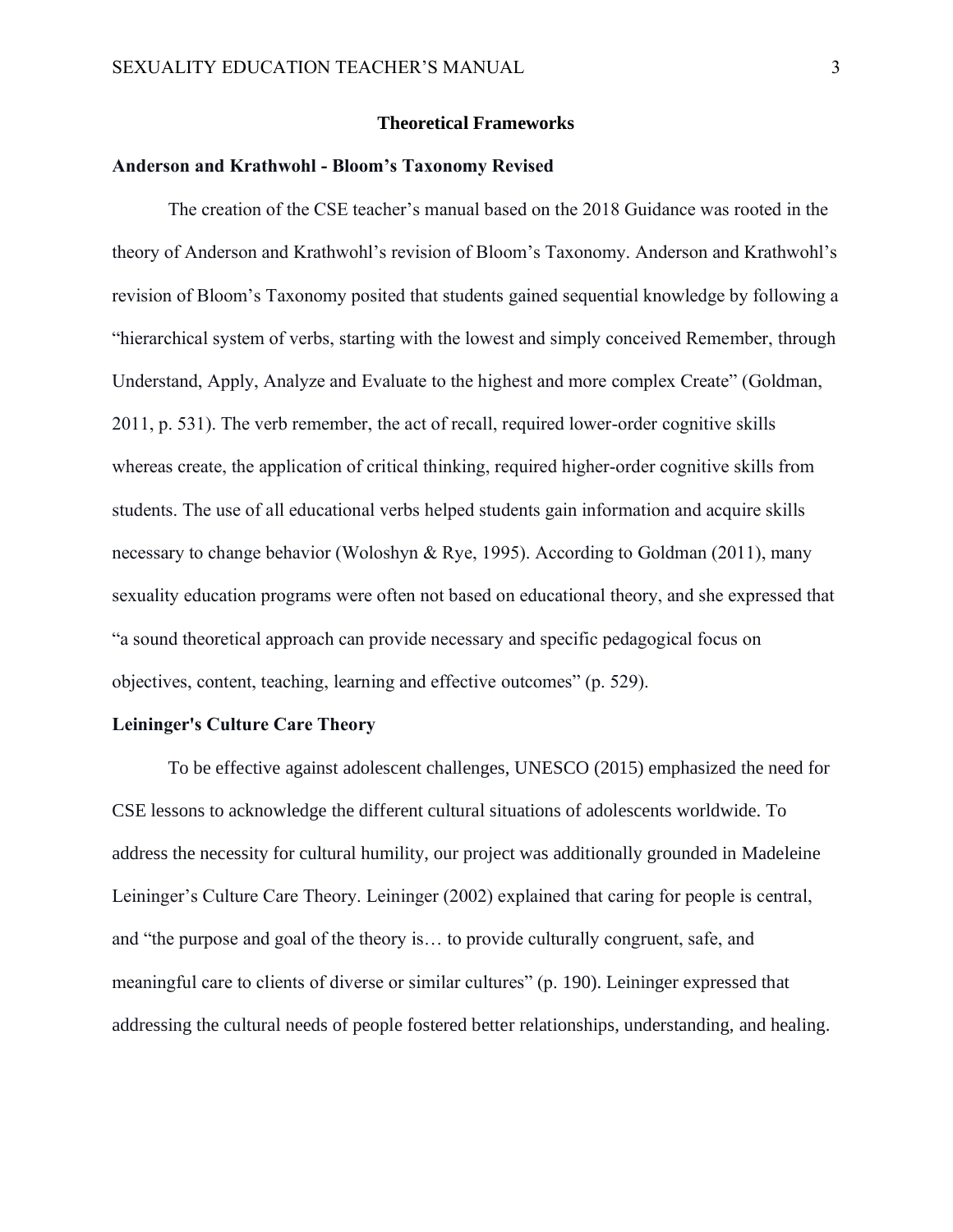## Theoretical Frameworks

### Anderson and Krathwohl - Bloom's Taxonomy Revised

The creation of the CSE teacher's manual based on the 2018 Guidance was rooted in the theory of Anderson and Krathwohl's revision of Bloom's Taxonomy. Anderson and Krathwohl's revision of Bloom's Taxonomy posited that students gained sequential knowledge by following a "hierarchical system of verbs, starting with the lowest and simply conceived Remember, through Understand, Apply, Analyze and Evaluate to the highest and more complex Create" (Goldman, 2011, p. 531). The verb remember, the act of recall, required lower-order cognitive skills whereas create, the application of critical thinking, required higher-order cognitive skills from students. The use of all educational verbs helped students gain information and acquire skills necessary to change behavior (Woloshyn & Rye, 1995). According to Goldman (2011), many sexuality education programs were often not based on educational theory, and she expressed that "a sound theoretical approach can provide necessary and specific pedagogical focus on objectives, content, teaching, learning and effective outcomes" (p. 529).

### Leininger's Culture Care Theory

To be effective against adolescent challenges, UNESCO (2015) emphasized the need for CSE lessons to acknowledge the different cultural situations of adolescents worldwide. To address the necessity for cultural humility, our project was additionally grounded in Madeleine Leininger's Culture Care Theory. Leininger (2002) explained that caring for people is central, and "the purpose and goal of the theory is… to provide culturally congruent, safe, and meaningful care to clients of diverse or similar cultures" (p. 190). Leininger expressed that addressing the cultural needs of people fostered better relationships, understanding, and healing.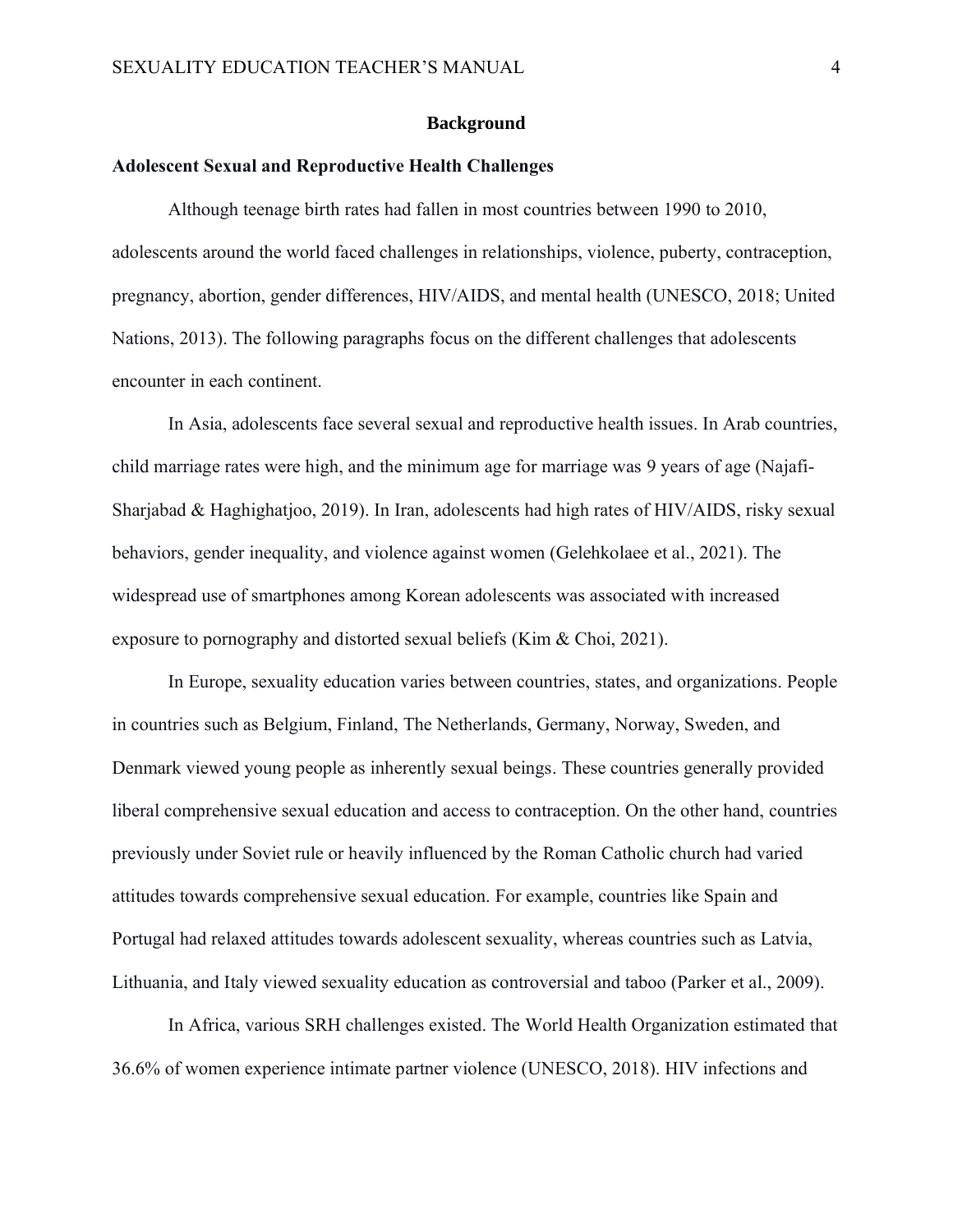## Background

### Adolescent Sexual and Reproductive Health Challenges

Although teenage birth rates had fallen in most countries between 1990 to 2010, adolescents around the world faced challenges in relationships, violence, puberty, contraception, pregnancy, abortion, gender differences, HIV/AIDS, and mental health (UNESCO, 2018; United Nations, 2013). The following paragraphs focus on the different challenges that adolescents encounter in each continent.

In Asia, adolescents face several sexual and reproductive health issues. In Arab countries, child marriage rates were high, and the minimum age for marriage was 9 years of age (Najafi-Sharjabad & Haghighatjoo, 2019). In Iran, adolescents had high rates of HIV/AIDS, risky sexual behaviors, gender inequality, and violence against women (Gelehkolaee et al., 2021). The widespread use of smartphones among Korean adolescents was associated with increased exposure to pornography and distorted sexual beliefs (Kim & Choi, 2021).

In Europe, sexuality education varies between countries, states, and organizations. People in countries such as Belgium, Finland, The Netherlands, Germany, Norway, Sweden, and Denmark viewed young people as inherently sexual beings. These countries generally provided liberal comprehensive sexual education and access to contraception. On the other hand, countries previously under Soviet rule or heavily influenced by the Roman Catholic church had varied attitudes towards comprehensive sexual education. For example, countries like Spain and Portugal had relaxed attitudes towards adolescent sexuality, whereas countries such as Latvia, Lithuania, and Italy viewed sexuality education as controversial and taboo (Parker et al., 2009).

In Africa, various SRH challenges existed. The World Health Organization estimated that 36.6% of women experience intimate partner violence (UNESCO, 2018). HIV infections and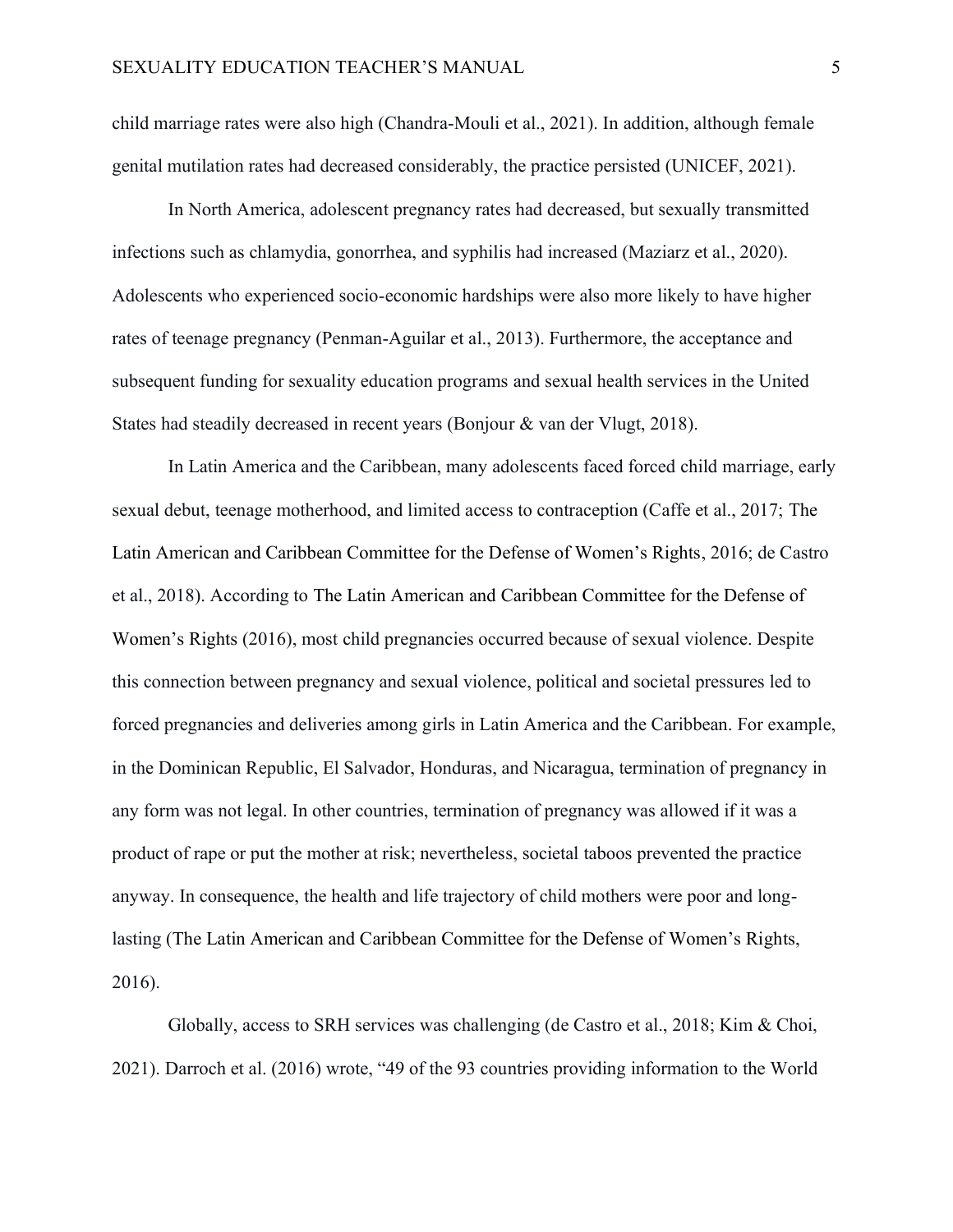child marriage rates were also high (Chandra-Mouli et al., 2021). In addition, although female genital mutilation rates had decreased considerably, the practice persisted (UNICEF, 2021).

In North America, adolescent pregnancy rates had decreased, but sexually transmitted infections such as chlamydia, gonorrhea, and syphilis had increased (Maziarz et al., 2020). Adolescents who experienced socio-economic hardships were also more likely to have higher rates of teenage pregnancy (Penman-Aguilar et al., 2013). Furthermore, the acceptance and subsequent funding for sexuality education programs and sexual health services in the United States had steadily decreased in recent years (Bonjour & van der Vlugt, 2018).

In Latin America and the Caribbean, many adolescents faced forced child marriage, early sexual debut, teenage motherhood, and limited access to contraception (Caffe et al., 2017; The Latin American and Caribbean Committee for the Defense of Women's Rights, 2016; de Castro et al., 2018). According to The Latin American and Caribbean Committee for the Defense of Women's Rights (2016), most child pregnancies occurred because of sexual violence. Despite this connection between pregnancy and sexual violence, political and societal pressures led to forced pregnancies and deliveries among girls in Latin America and the Caribbean. For example, in the Dominican Republic, El Salvador, Honduras, and Nicaragua, termination of pregnancy in any form was not legal. In other countries, termination of pregnancy was allowed if it was a product of rape or put the mother at risk; nevertheless, societal taboos prevented the practice anyway. In consequence, the health and life trajectory of child mothers were poor and long-lasting (The Latin American and Caribbean Committee for the Defense of Women's Rights, 2016).

Globally, access to SRH services was challenging (de Castro et al., 2018; Kim & Choi, 2021). Darroch et al. (2016) wrote, "49 of the 93 countries providing information to the World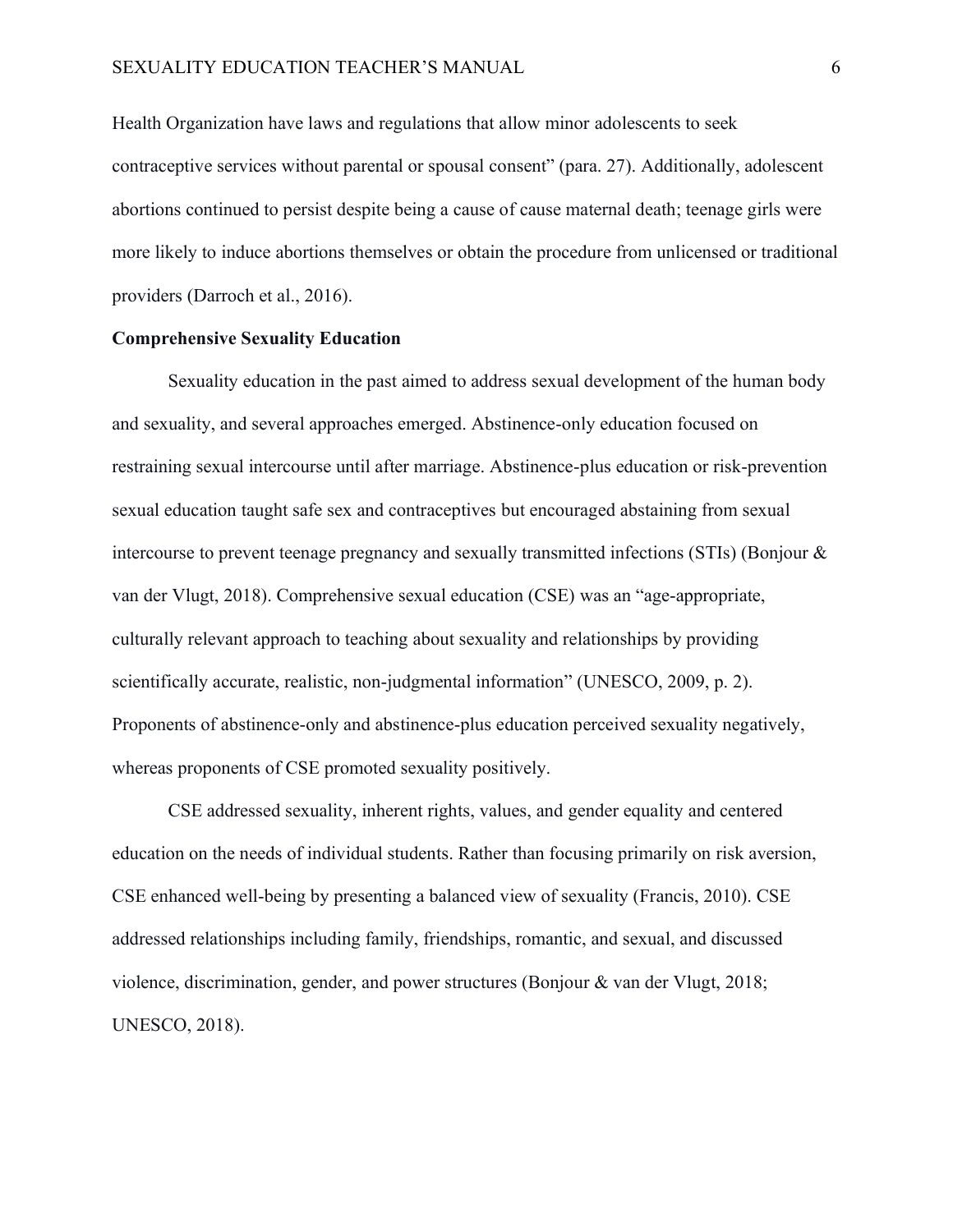Health Organization have laws and regulations that allow minor adolescents to seek contraceptive services without parental or spousal consent" (para. 27). Additionally, adolescent abortions continued to persist despite being a cause of cause maternal death; teenage girls were more likely to induce abortions themselves or obtain the procedure from unlicensed or traditional providers (Darroch et al., 2016).

**Comprehensive Sexuality Education**

Sexuality education in the past aimed to address sexual development of the human body and sexuality, and several approaches emerged. Abstinence-only education focused on restraining sexual intercourse until after marriage. Abstinence-plus education or risk-prevention sexual education taught safe sex and contraceptives but encouraged abstaining from sexual intercourse to prevent teenage pregnancy and sexually transmitted infections (STIs) (Bonjour & van der Vlugt, 2018). Comprehensive sexual education (CSE) was an "age-appropriate, culturally relevant approach to teaching about sexuality and relationships by providing scientifically accurate, realistic, non-judgmental information" (UNESCO, 2009, p. 2). Proponents of abstinence-only and abstinence-plus education perceived sexuality negatively, whereas proponents of CSE promoted sexuality positively.

CSE addressed sexuality, inherent rights, values, and gender equality and centered education on the needs of individual students. Rather than focusing primarily on risk aversion, CSE enhanced well-being by presenting a balanced view of sexuality (Francis, 2010). CSE addressed relationships including family, friendships, romantic, and sexual, and discussed violence, discrimination, gender, and power structures (Bonjour & van der Vlugt, 2018; UNESCO, 2018).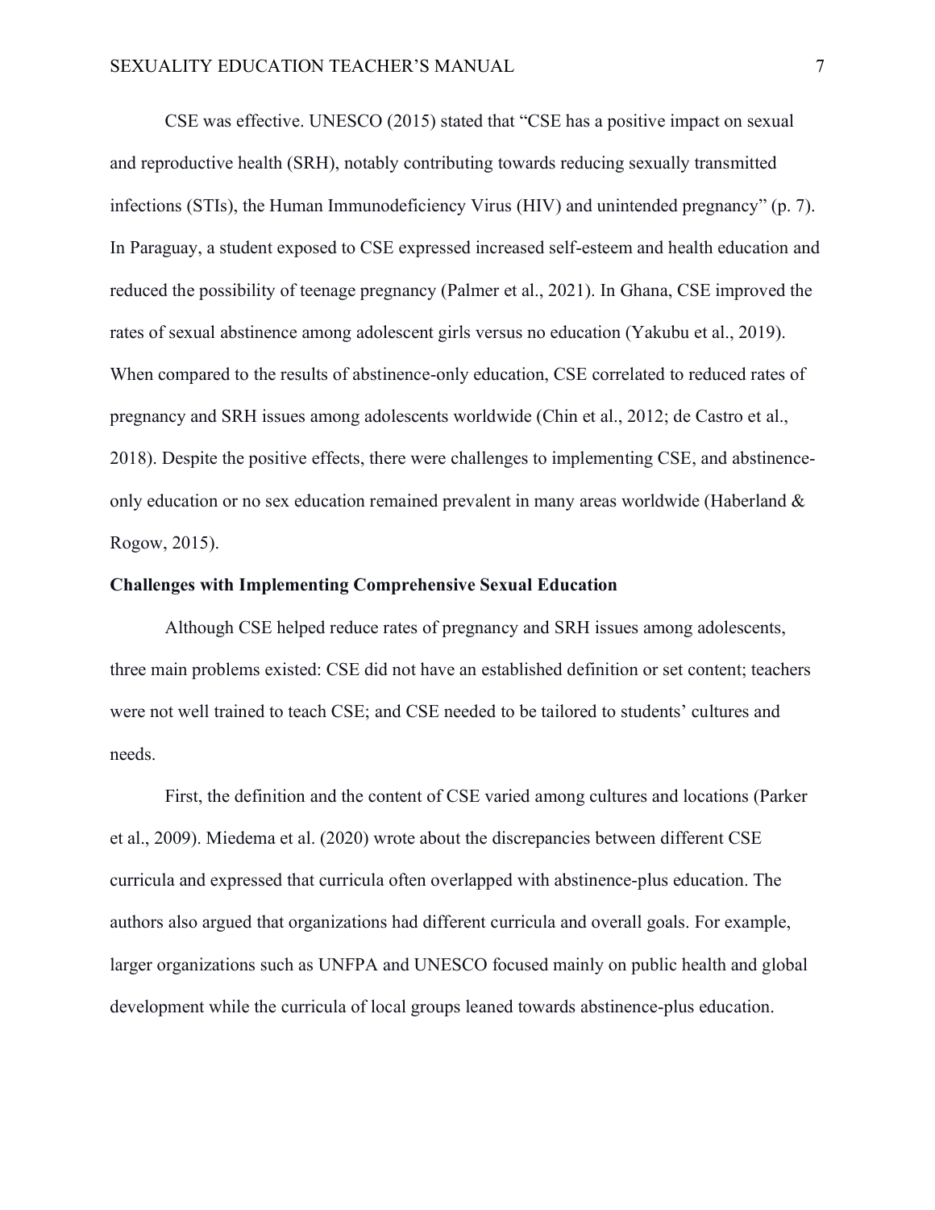CSE was effective. UNESCO (2015) stated that "CSE has a positive impact on sexual and reproductive health (SRH), notably contributing towards reducing sexually transmitted infections (STIs), the Human Immunodeficiency Virus (HIV) and unintended pregnancy" (p. 7). In Paraguay, a student exposed to CSE expressed increased self-esteem and health education and reduced the possibility of teenage pregnancy (Palmer et al., 2021). In Ghana, CSE improved the rates of sexual abstinence among adolescent girls versus no education (Yakubu et al., 2019). When compared to the results of abstinence-only education, CSE correlated to reduced rates of pregnancy and SRH issues among adolescents worldwide (Chin et al., 2012; de Castro et al., 2018). Despite the positive effects, there were challenges to implementing CSE, and abstinence-only education or no sex education remained prevalent in many areas worldwide (Haberland & Rogow, 2015).

## Challenges with Implementing Comprehensive Sexual Education

Although CSE helped reduce rates of pregnancy and SRH issues among adolescents, three main problems existed: CSE did not have an established definition or set content; teachers were not well trained to teach CSE; and CSE needed to be tailored to students' cultures and needs.

First, the definition and the content of CSE varied among cultures and locations (Parker et al., 2009). Miedema et al. (2020) wrote about the discrepancies between different CSE curricula and expressed that curricula often overlapped with abstinence-plus education. The authors also argued that organizations had different curricula and overall goals. For example, larger organizations such as UNFPA and UNESCO focused mainly on public health and global development while the curricula of local groups leaned towards abstinence-plus education.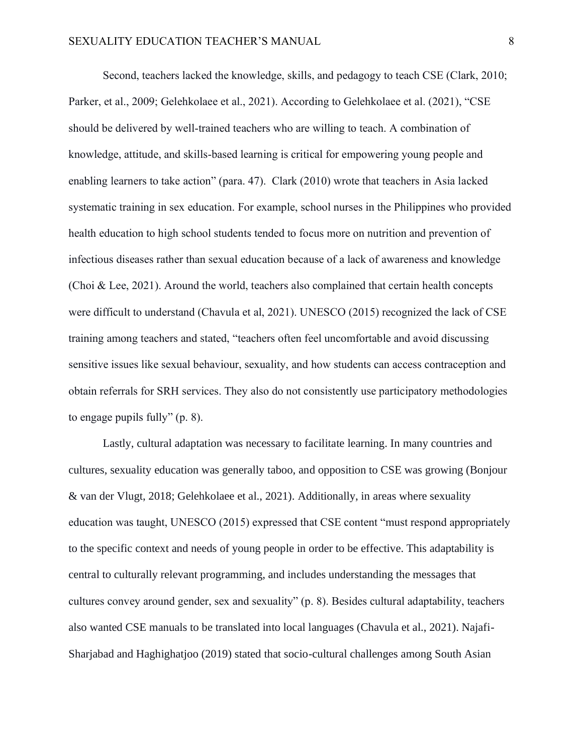Second, teachers lacked the knowledge, skills, and pedagogy to teach CSE (Clark, 2010; Parker, et al., 2009; Gelehkolaee et al., 2021). According to Gelehkolaee et al. (2021), "CSE should be delivered by well-trained teachers who are willing to teach. A combination of knowledge, attitude, and skills-based learning is critical for empowering young people and enabling learners to take action" (para. 47). Clark (2010) wrote that teachers in Asia lacked systematic training in sex education. For example, school nurses in the Philippines who provided health education to high school students tended to focus more on nutrition and prevention of infectious diseases rather than sexual education because of a lack of awareness and knowledge (Choi & Lee, 2021). Around the world, teachers also complained that certain health concepts were difficult to understand (Chavula et al, 2021). UNESCO (2015) recognized the lack of CSE training among teachers and stated, "teachers often feel uncomfortable and avoid discussing sensitive issues like sexual behaviour, sexuality, and how students can access contraception and obtain referrals for SRH services. They also do not consistently use participatory methodologies to engage pupils fully" (p. 8).

Lastly, cultural adaptation was necessary to facilitate learning. In many countries and cultures, sexuality education was generally taboo, and opposition to CSE was growing (Bonjour & van der Vlugt, 2018; Gelehkolaee et al., 2021). Additionally, in areas where sexuality education was taught, UNESCO (2015) expressed that CSE content "must respond appropriately to the specific context and needs of young people in order to be effective. This adaptability is central to culturally relevant programming, and includes understanding the messages that cultures convey around gender, sex and sexuality" (p. 8). Besides cultural adaptability, teachers also wanted CSE manuals to be translated into local languages (Chavula et al., 2021). Najafi-Sharjabad and Haghighatjoo (2019) stated that socio-cultural challenges among South Asian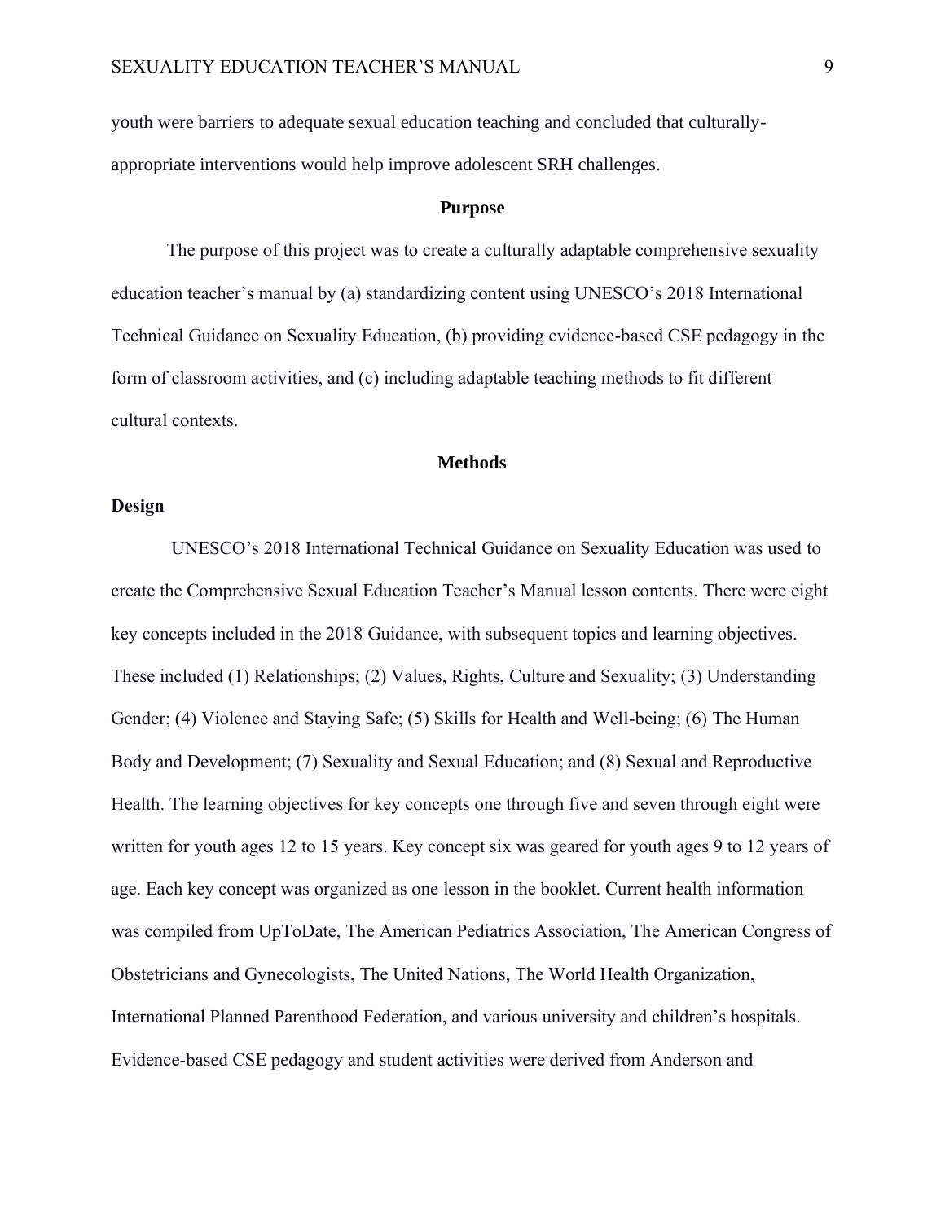youth were barriers to adequate sexual education teaching and concluded that culturally-appropriate interventions would help improve adolescent SRH challenges.

## Purpose

The purpose of this project was to create a culturally adaptable comprehensive sexuality education teacher's manual by (a) standardizing content using UNESCO's 2018 International Technical Guidance on Sexuality Education, (b) providing evidence-based CSE pedagogy in the form of classroom activities, and (c) including adaptable teaching methods to fit different cultural contexts.

## Methods

### Design

UNESCO's 2018 International Technical Guidance on Sexuality Education was used to create the Comprehensive Sexual Education Teacher's Manual lesson contents. There were eight key concepts included in the 2018 Guidance, with subsequent topics and learning objectives. These included (1) Relationships; (2) Values, Rights, Culture and Sexuality; (3) Understanding Gender; (4) Violence and Staying Safe; (5) Skills for Health and Well-being; (6) The Human Body and Development; (7) Sexuality and Sexual Education; and (8) Sexual and Reproductive Health. The learning objectives for key concepts one through five and seven through eight were written for youth ages 12 to 15 years. Key concept six was geared for youth ages 9 to 12 years of age. Each key concept was organized as one lesson in the booklet. Current health information was compiled from UpToDate, The American Pediatrics Association, The American Congress of Obstetricians and Gynecologists, The United Nations, The World Health Organization, International Planned Parenthood Federation, and various university and children's hospitals. Evidence-based CSE pedagogy and student activities were derived from Anderson and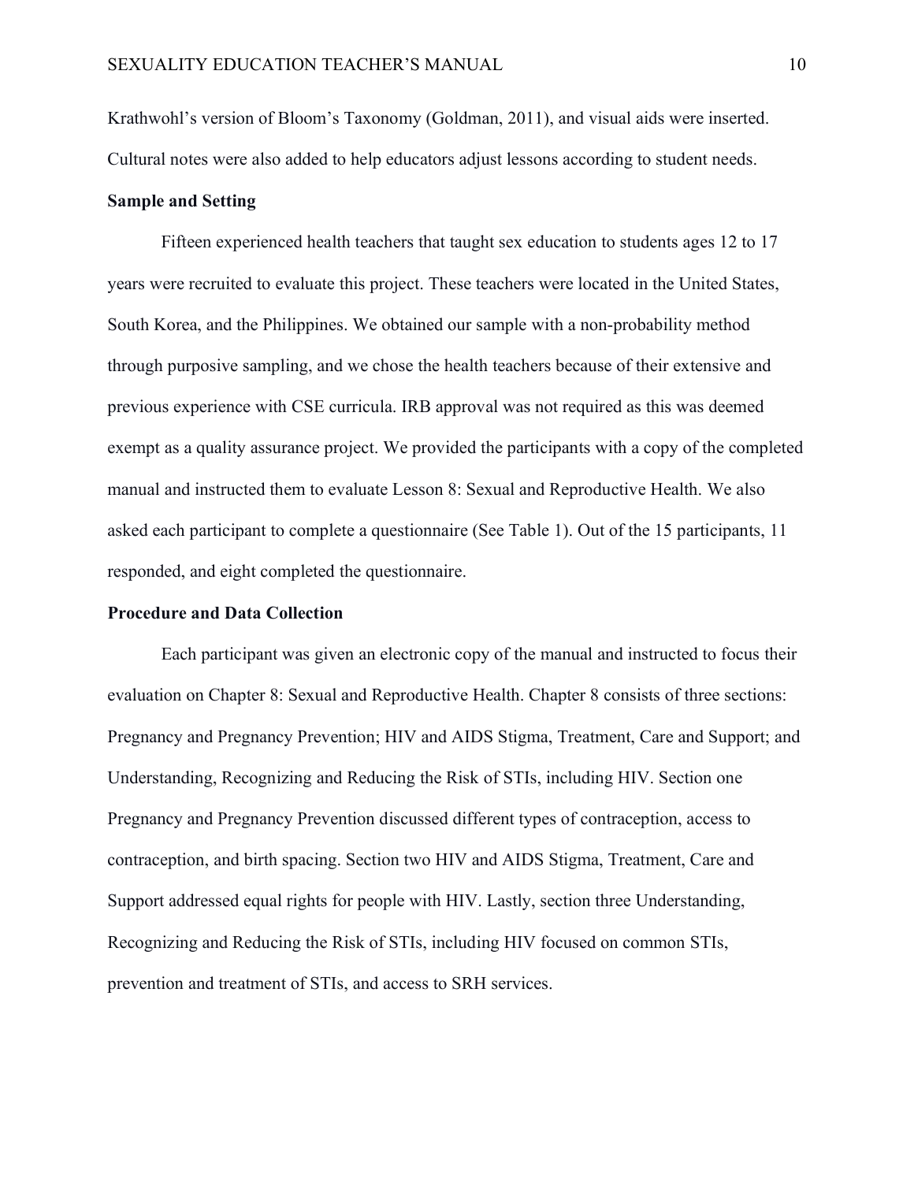Krathwohl's version of Bloom's Taxonomy (Goldman, 2011), and visual aids were inserted. Cultural notes were also added to help educators adjust lessons according to student needs.

**Sample and Setting**

Fifteen experienced health teachers that taught sex education to students ages 12 to 17 years were recruited to evaluate this project. These teachers were located in the United States, South Korea, and the Philippines. We obtained our sample with a non-probability method through purposive sampling, and we chose the health teachers because of their extensive and previous experience with CSE curricula. IRB approval was not required as this was deemed exempt as a quality assurance project. We provided the participants with a copy of the completed manual and instructed them to evaluate Lesson 8: Sexual and Reproductive Health. We also asked each participant to complete a questionnaire (See Table 1). Out of the 15 participants, 11 responded, and eight completed the questionnaire.

**Procedure and Data Collection**

Each participant was given an electronic copy of the manual and instructed to focus their evaluation on Chapter 8: Sexual and Reproductive Health. Chapter 8 consists of three sections: Pregnancy and Pregnancy Prevention; HIV and AIDS Stigma, Treatment, Care and Support; and Understanding, Recognizing and Reducing the Risk of STIs, including HIV. Section one Pregnancy and Pregnancy Prevention discussed different types of contraception, access to contraception, and birth spacing. Section two HIV and AIDS Stigma, Treatment, Care and Support addressed equal rights for people with HIV. Lastly, section three Understanding, Recognizing and Reducing the Risk of STIs, including HIV focused on common STIs, prevention and treatment of STIs, and access to SRH services.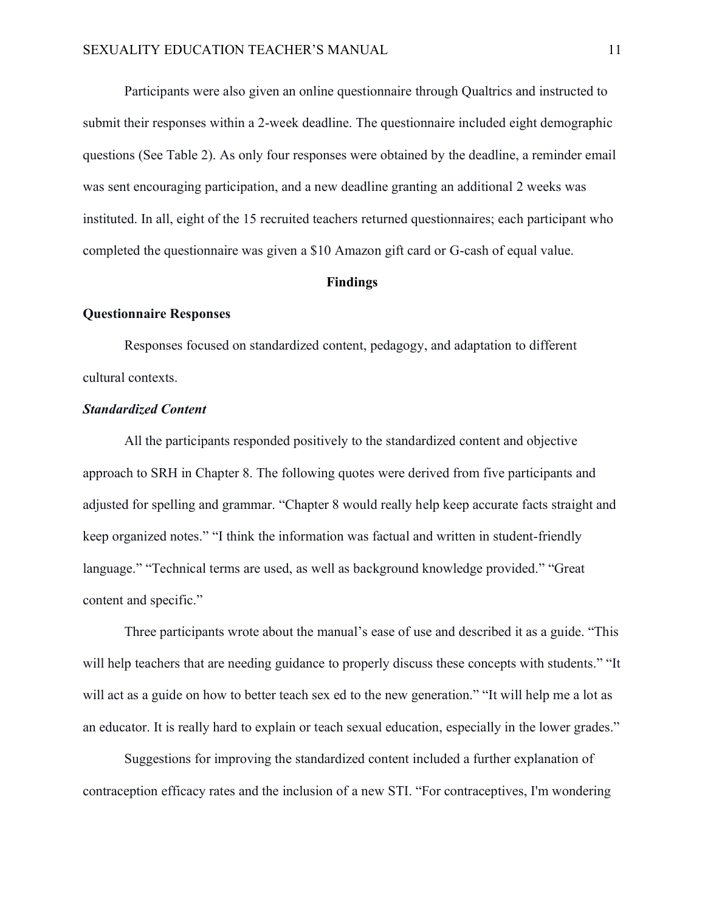Participants were also given an online questionnaire through Qualtrics and instructed to submit their responses within a 2-week deadline. The questionnaire included eight demographic questions (See Table 2). As only four responses were obtained by the deadline, a reminder email was sent encouraging participation, and a new deadline granting an additional 2 weeks was instituted. In all, eight of the 15 recruited teachers returned questionnaires; each participant who completed the questionnaire was given a $10 Amazon gift card or G-cash of equal value.

## Findings

### Questionnaire Responses

Responses focused on standardized content, pedagogy, and adaptation to different cultural contexts.

#### *Standardized Content*

All the participants responded positively to the standardized content and objective approach to SRH in Chapter 8. The following quotes were derived from five participants and adjusted for spelling and grammar. "Chapter 8 would really help keep accurate facts straight and keep organized notes." "I think the information was factual and written in student-friendly language." "Technical terms are used, as well as background knowledge provided." "Great content and specific."

Three participants wrote about the manual's ease of use and described it as a guide. "This will help teachers that are needing guidance to properly discuss these concepts with students." "It will act as a guide on how to better teach sex ed to the new generation." "It will help me a lot as an educator. It is really hard to explain or teach sexual education, especially in the lower grades."

Suggestions for improving the standardized content included a further explanation of contraception efficacy rates and the inclusion of a new STI. "For contraceptives, I'm wondering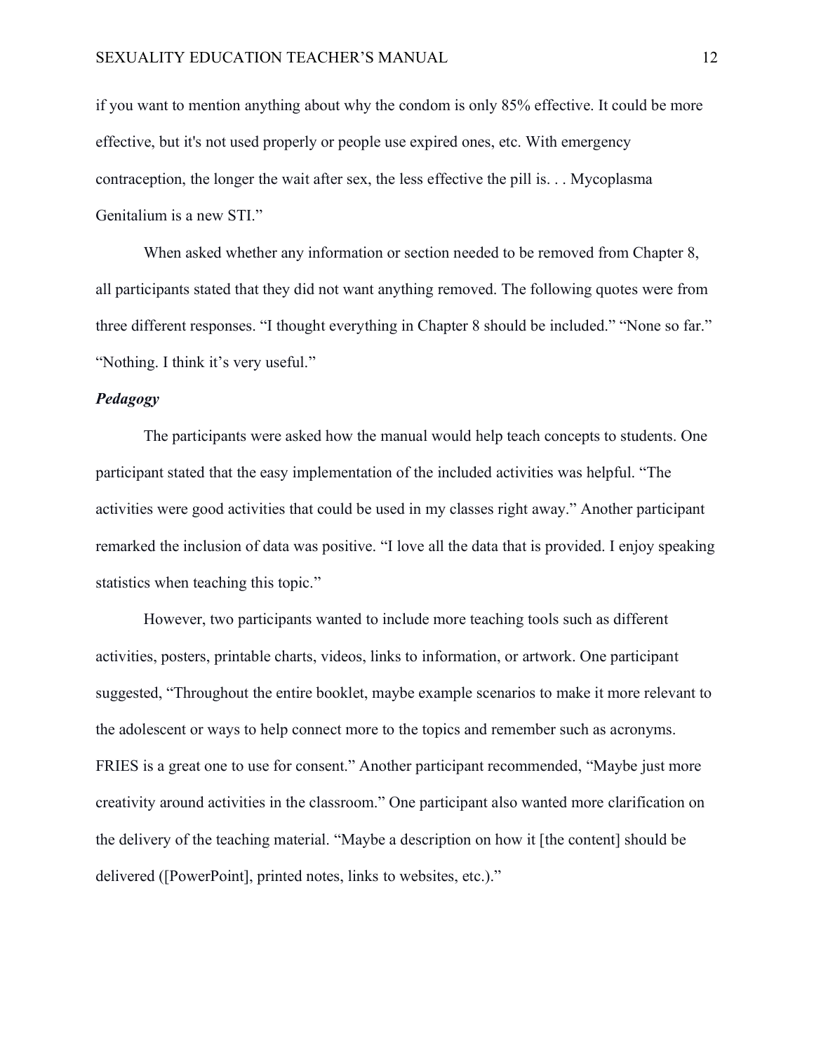if you want to mention anything about why the condom is only 85% effective. It could be more effective, but it's not used properly or people use expired ones, etc. With emergency contraception, the longer the wait after sex, the less effective the pill is. . . Mycoplasma Genitalium is a new STI."

When asked whether any information or section needed to be removed from Chapter 8, all participants stated that they did not want anything removed. The following quotes were from three different responses. "I thought everything in Chapter 8 should be included." "None so far." "Nothing. I think it's very useful."

***Pedagogy***

The participants were asked how the manual would help teach concepts to students. One participant stated that the easy implementation of the included activities was helpful. "The activities were good activities that could be used in my classes right away." Another participant remarked the inclusion of data was positive. "I love all the data that is provided. I enjoy speaking statistics when teaching this topic."

However, two participants wanted to include more teaching tools such as different activities, posters, printable charts, videos, links to information, or artwork. One participant suggested, "Throughout the entire booklet, maybe example scenarios to make it more relevant to the adolescent or ways to help connect more to the topics and remember such as acronyms. FRIES is a great one to use for consent." Another participant recommended, "Maybe just more creativity around activities in the classroom." One participant also wanted more clarification on the delivery of the teaching material. "Maybe a description on how it [the content] should be delivered ([PowerPoint], printed notes, links to websites, etc.)."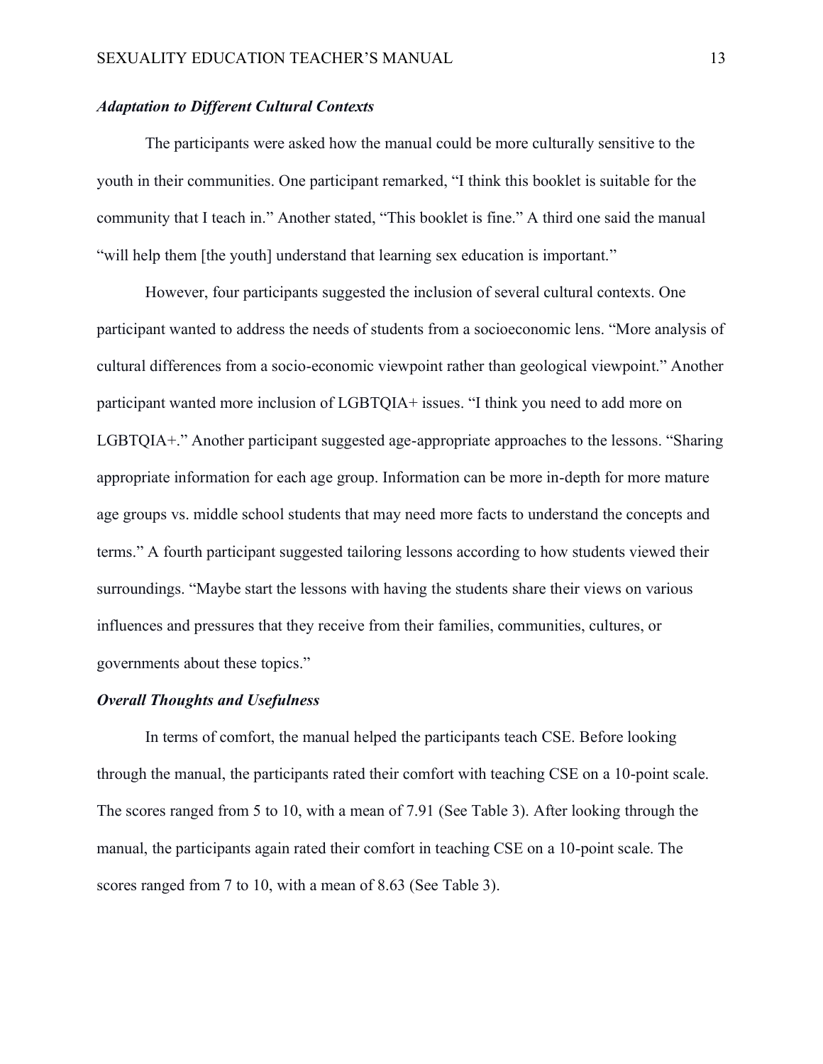### *Adaptation to Different Cultural Contexts*

The participants were asked how the manual could be more culturally sensitive to the youth in their communities. One participant remarked, "I think this booklet is suitable for the community that I teach in." Another stated, "This booklet is fine." A third one said the manual "will help them [the youth] understand that learning sex education is important."

However, four participants suggested the inclusion of several cultural contexts. One participant wanted to address the needs of students from a socioeconomic lens. "More analysis of cultural differences from a socio-economic viewpoint rather than geological viewpoint." Another participant wanted more inclusion of LGBTQIA+ issues. "I think you need to add more on LGBTQIA+." Another participant suggested age-appropriate approaches to the lessons. "Sharing appropriate information for each age group. Information can be more in-depth for more mature age groups vs. middle school students that may need more facts to understand the concepts and terms." A fourth participant suggested tailoring lessons according to how students viewed their surroundings. "Maybe start the lessons with having the students share their views on various influences and pressures that they receive from their families, communities, cultures, or governments about these topics."

### *Overall Thoughts and Usefulness*

In terms of comfort, the manual helped the participants teach CSE. Before looking through the manual, the participants rated their comfort with teaching CSE on a 10-point scale. The scores ranged from 5 to 10, with a mean of 7.91 (See Table 3). After looking through the manual, the participants again rated their comfort in teaching CSE on a 10-point scale. The scores ranged from 7 to 10, with a mean of 8.63 (See Table 3).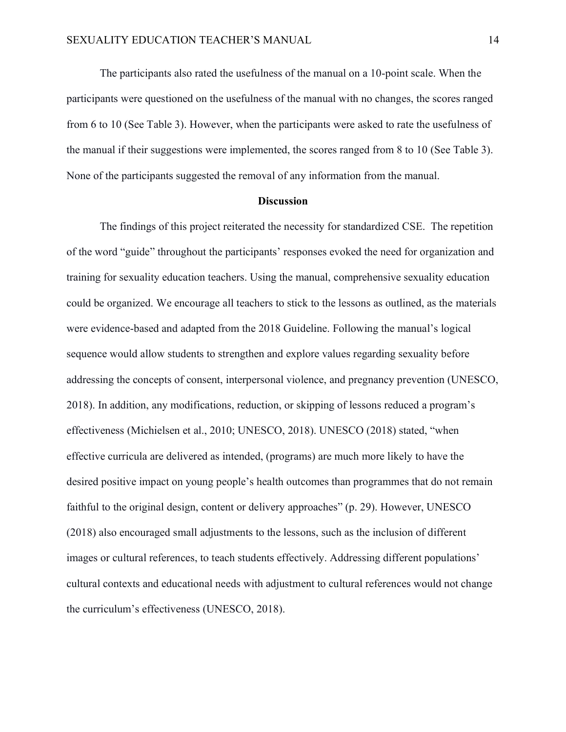The participants also rated the usefulness of the manual on a 10-point scale. When the participants were questioned on the usefulness of the manual with no changes, the scores ranged from 6 to 10 (See Table 3). However, when the participants were asked to rate the usefulness of the manual if their suggestions were implemented, the scores ranged from 8 to 10 (See Table 3). None of the participants suggested the removal of any information from the manual.

## Discussion

The findings of this project reiterated the necessity for standardized CSE. The repetition of the word "guide" throughout the participants' responses evoked the need for organization and training for sexuality education teachers. Using the manual, comprehensive sexuality education could be organized. We encourage all teachers to stick to the lessons as outlined, as the materials were evidence-based and adapted from the 2018 Guideline. Following the manual's logical sequence would allow students to strengthen and explore values regarding sexuality before addressing the concepts of consent, interpersonal violence, and pregnancy prevention (UNESCO, 2018). In addition, any modifications, reduction, or skipping of lessons reduced a program's effectiveness (Michielsen et al., 2010; UNESCO, 2018). UNESCO (2018) stated, "when effective curricula are delivered as intended, (programs) are much more likely to have the desired positive impact on young people's health outcomes than programmes that do not remain faithful to the original design, content or delivery approaches" (p. 29). However, UNESCO (2018) also encouraged small adjustments to the lessons, such as the inclusion of different images or cultural references, to teach students effectively. Addressing different populations' cultural contexts and educational needs with adjustment to cultural references would not change the curriculum's effectiveness (UNESCO, 2018).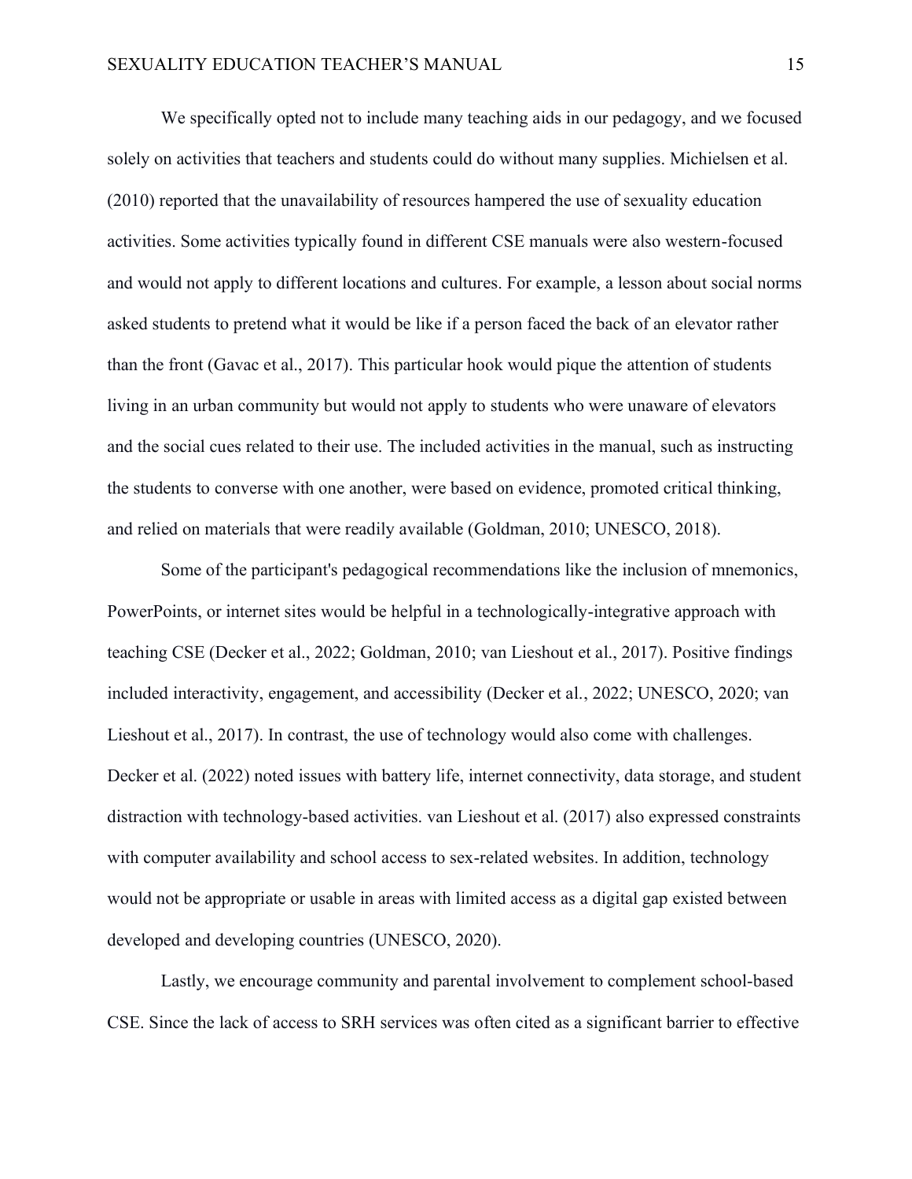We specifically opted not to include many teaching aids in our pedagogy, and we focused solely on activities that teachers and students could do without many supplies. Michielsen et al. (2010) reported that the unavailability of resources hampered the use of sexuality education activities. Some activities typically found in different CSE manuals were also western-focused and would not apply to different locations and cultures. For example, a lesson about social norms asked students to pretend what it would be like if a person faced the back of an elevator rather than the front (Gavac et al., 2017). This particular hook would pique the attention of students living in an urban community but would not apply to students who were unaware of elevators and the social cues related to their use. The included activities in the manual, such as instructing the students to converse with one another, were based on evidence, promoted critical thinking, and relied on materials that were readily available (Goldman, 2010; UNESCO, 2018).

Some of the participant's pedagogical recommendations like the inclusion of mnemonics, PowerPoints, or internet sites would be helpful in a technologically-integrative approach with teaching CSE (Decker et al., 2022; Goldman, 2010; van Lieshout et al., 2017). Positive findings included interactivity, engagement, and accessibility (Decker et al., 2022; UNESCO, 2020; van Lieshout et al., 2017). In contrast, the use of technology would also come with challenges. Decker et al. (2022) noted issues with battery life, internet connectivity, data storage, and student distraction with technology-based activities. van Lieshout et al. (2017) also expressed constraints with computer availability and school access to sex-related websites. In addition, technology would not be appropriate or usable in areas with limited access as a digital gap existed between developed and developing countries (UNESCO, 2020).

Lastly, we encourage community and parental involvement to complement school-based CSE. Since the lack of access to SRH services was often cited as a significant barrier to effective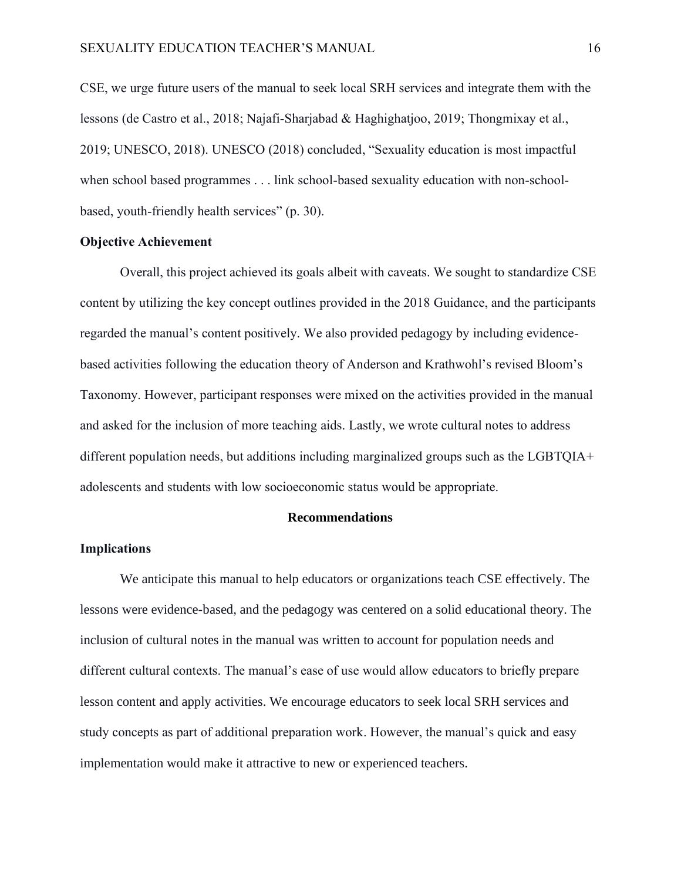CSE, we urge future users of the manual to seek local SRH services and integrate them with the lessons (de Castro et al., 2018; Najafi-Sharjabad & Haghighatjoo, 2019; Thongmixay et al., 2019; UNESCO, 2018). UNESCO (2018) concluded, "Sexuality education is most impactful when school based programmes . . . link school-based sexuality education with non-school-based, youth-friendly health services" (p. 30).

### Objective Achievement

Overall, this project achieved its goals albeit with caveats. We sought to standardize CSE content by utilizing the key concept outlines provided in the 2018 Guidance, and the participants regarded the manual's content positively. We also provided pedagogy by including evidence-based activities following the education theory of Anderson and Krathwohl's revised Bloom's Taxonomy. However, participant responses were mixed on the activities provided in the manual and asked for the inclusion of more teaching aids. Lastly, we wrote cultural notes to address different population needs, but additions including marginalized groups such as the LGBTQIA+ adolescents and students with low socioeconomic status would be appropriate.

## Recommendations

### Implications

We anticipate this manual to help educators or organizations teach CSE effectively. The lessons were evidence-based, and the pedagogy was centered on a solid educational theory. The inclusion of cultural notes in the manual was written to account for population needs and different cultural contexts. The manual's ease of use would allow educators to briefly prepare lesson content and apply activities. We encourage educators to seek local SRH services and study concepts as part of additional preparation work. However, the manual's quick and easy implementation would make it attractive to new or experienced teachers.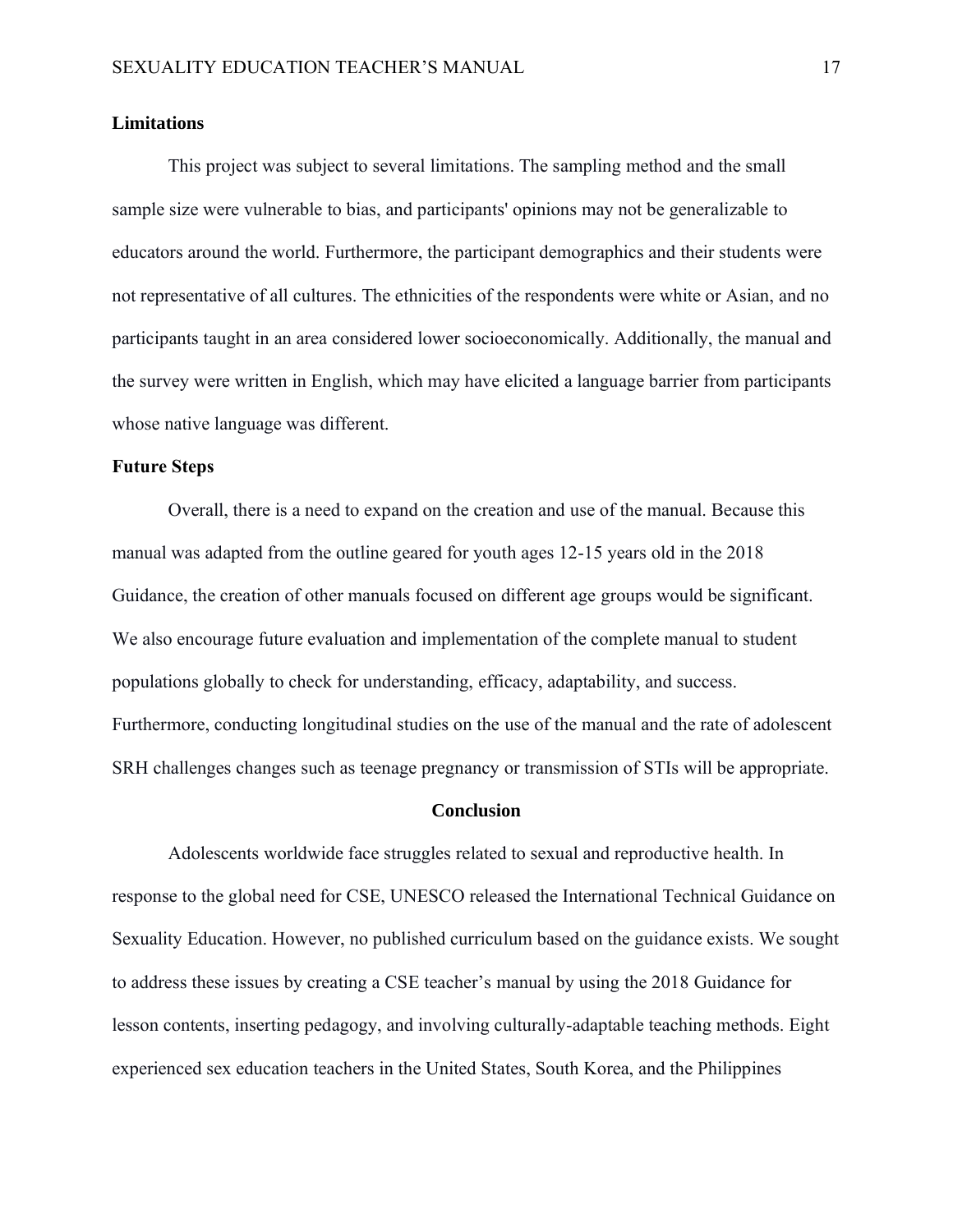## Limitations

This project was subject to several limitations. The sampling method and the small sample size were vulnerable to bias, and participants' opinions may not be generalizable to educators around the world. Furthermore, the participant demographics and their students were not representative of all cultures. The ethnicities of the respondents were white or Asian, and no participants taught in an area considered lower socioeconomically. Additionally, the manual and the survey were written in English, which may have elicited a language barrier from participants whose native language was different.

## Future Steps

Overall, there is a need to expand on the creation and use of the manual. Because this manual was adapted from the outline geared for youth ages 12-15 years old in the 2018 Guidance, the creation of other manuals focused on different age groups would be significant. We also encourage future evaluation and implementation of the complete manual to student populations globally to check for understanding, efficacy, adaptability, and success. Furthermore, conducting longitudinal studies on the use of the manual and the rate of adolescent SRH challenges changes such as teenage pregnancy or transmission of STIs will be appropriate.

# Conclusion

Adolescents worldwide face struggles related to sexual and reproductive health. In response to the global need for CSE, UNESCO released the International Technical Guidance on Sexuality Education. However, no published curriculum based on the guidance exists. We sought to address these issues by creating a CSE teacher's manual by using the 2018 Guidance for lesson contents, inserting pedagogy, and involving culturally-adaptable teaching methods. Eight experienced sex education teachers in the United States, South Korea, and the Philippines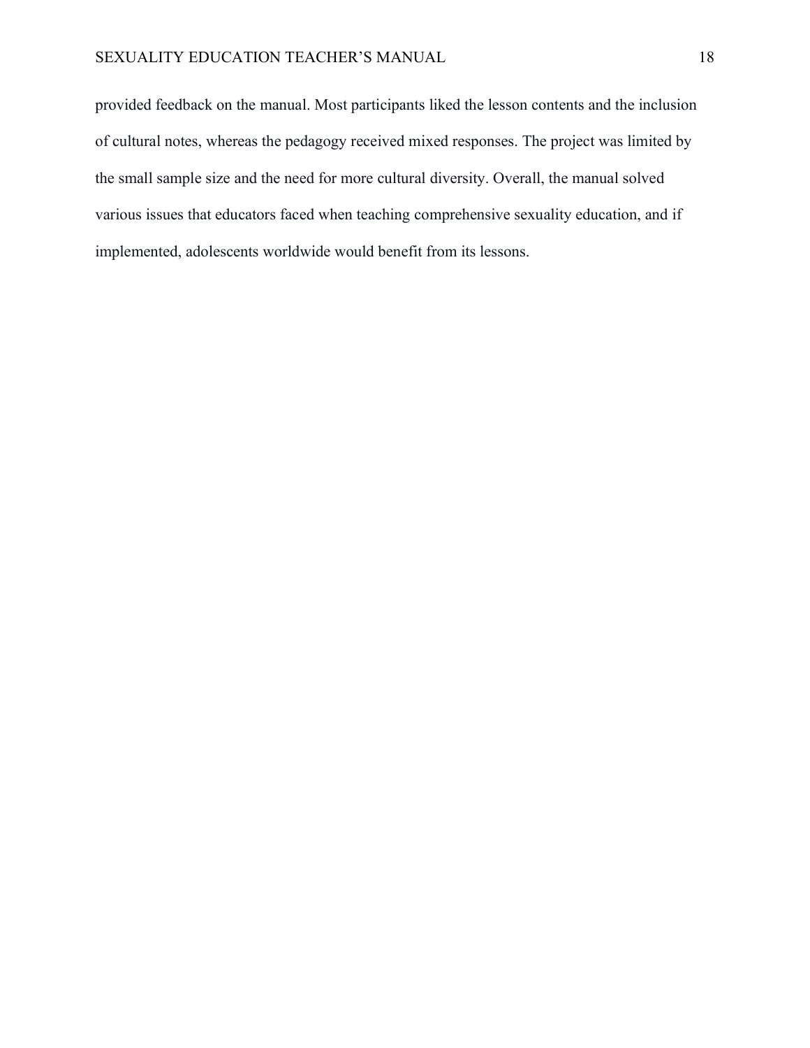provided feedback on the manual. Most participants liked the lesson contents and the inclusion of cultural notes, whereas the pedagogy received mixed responses. The project was limited by the small sample size and the need for more cultural diversity. Overall, the manual solved various issues that educators faced when teaching comprehensive sexuality education, and if implemented, adolescents worldwide would benefit from its lessons.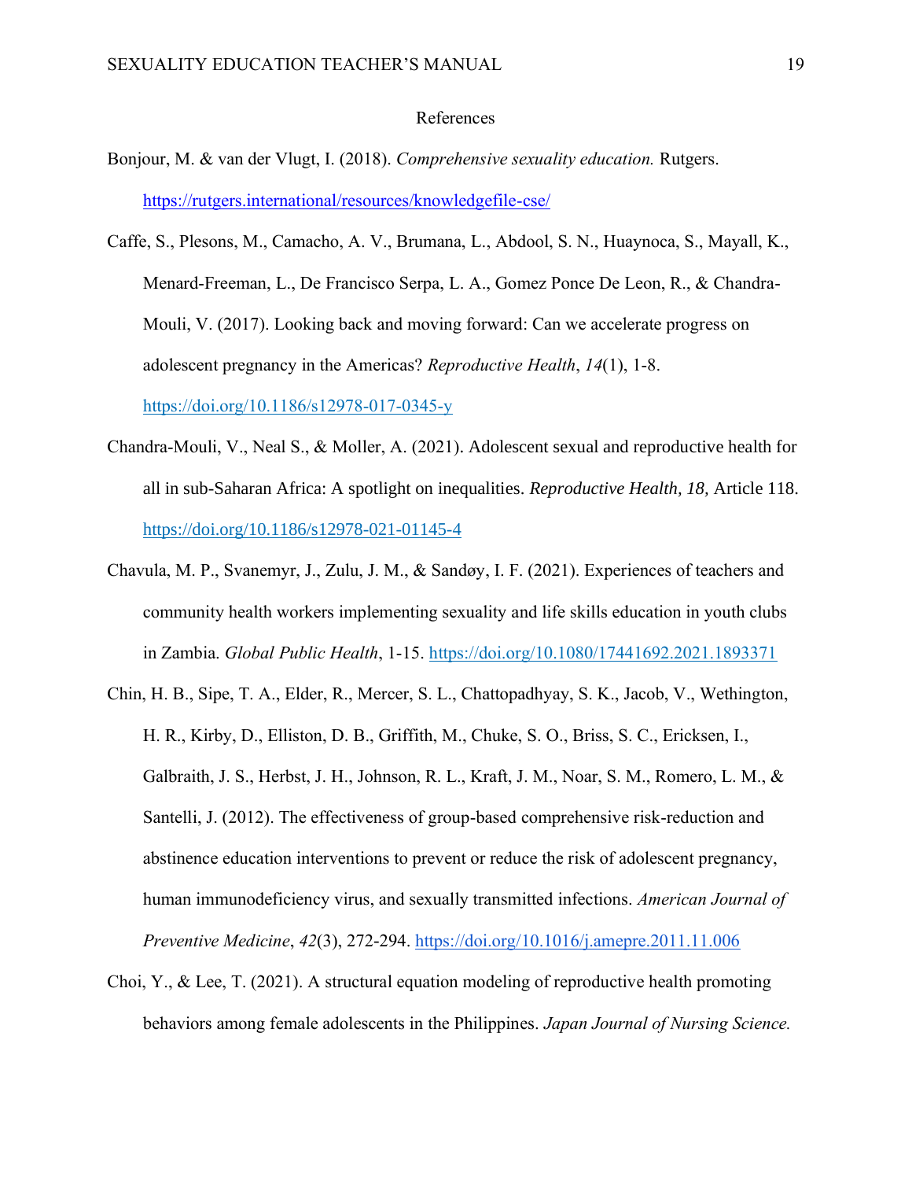# References

Bonjour, M. & van der Vlugt, I. (2018). *Comprehensive sexuality education.* Rutgers. https://rutgers.international/resources/knowledgefile-cse/

Caffe, S., Plesons, M., Camacho, A. V., Brumana, L., Abdool, S. N., Huaynoca, S., Mayall, K., Menard-Freeman, L., De Francisco Serpa, L. A., Gomez Ponce De Leon, R., & Chandra-Mouli, V. (2017). Looking back and moving forward: Can we accelerate progress on adolescent pregnancy in the Americas? *Reproductive Health*, *14*(1), 1-8. https://doi.org/10.1186/s12978-017-0345-y

Chandra-Mouli, V., Neal S., & Moller, A. (2021). Adolescent sexual and reproductive health for all in sub-Saharan Africa: A spotlight on inequalities. *Reproductive Health, 18,* Article 118. https://doi.org/10.1186/s12978-021-01145-4

Chavula, M. P., Svanemyr, J., Zulu, J. M., & Sandøy, I. F. (2021). Experiences of teachers and community health workers implementing sexuality and life skills education in youth clubs in Zambia. *Global Public Health*, 1-15. https://doi.org/10.1080/17441692.2021.1893371

Chin, H. B., Sipe, T. A., Elder, R., Mercer, S. L., Chattopadhyay, S. K., Jacob, V., Wethington, H. R., Kirby, D., Elliston, D. B., Griffith, M., Chuke, S. O., Briss, S. C., Ericksen, I., Galbraith, J. S., Herbst, J. H., Johnson, R. L., Kraft, J. M., Noar, S. M., Romero, L. M., & Santelli, J. (2012). The effectiveness of group-based comprehensive risk-reduction and abstinence education interventions to prevent or reduce the risk of adolescent pregnancy, human immunodeficiency virus, and sexually transmitted infections. *American Journal of Preventive Medicine*, *42*(3), 272-294. https://doi.org/10.1016/j.amepre.2011.11.006

Choi, Y., & Lee, T. (2021). A structural equation modeling of reproductive health promoting behaviors among female adolescents in the Philippines. *Japan Journal of Nursing Science.*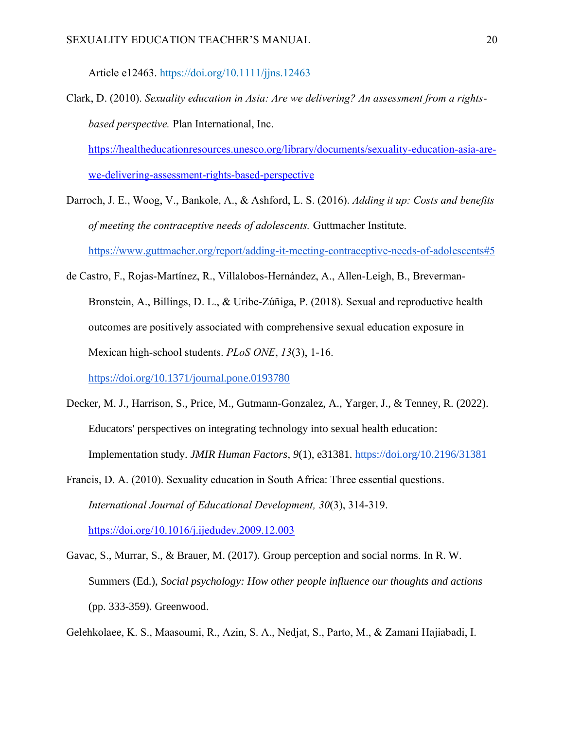Article e12463. https://doi.org/10.1111/jjns.12463

Clark, D. (2010). *Sexuality education in Asia: Are we delivering? An assessment from a rights-based perspective.* Plan International, Inc. https://healtheducationresources.unesco.org/library/documents/sexuality-education-asia-are-we-delivering-assessment-rights-based-perspective

Darroch, J. E., Woog, V., Bankole, A., & Ashford, L. S. (2016). *Adding it up: Costs and benefits of meeting the contraceptive needs of adolescents.* Guttmacher Institute. https://www.guttmacher.org/report/adding-it-meeting-contraceptive-needs-of-adolescents#5

de Castro, F., Rojas-Martínez, R., Villalobos-Hernández, A., Allen-Leigh, B., Breverman-Bronstein, A., Billings, D. L., & Uribe-Zúñiga, P. (2018). Sexual and reproductive health outcomes are positively associated with comprehensive sexual education exposure in Mexican high-school students. *PLoS ONE*, *13*(3), 1-16. https://doi.org/10.1371/journal.pone.0193780

Decker, M. J., Harrison, S., Price, M., Gutmann-Gonzalez, A., Yarger, J., & Tenney, R. (2022). Educators' perspectives on integrating technology into sexual health education: Implementation study. *JMIR Human Factors*, *9*(1), e31381. https://doi.org/10.2196/31381

Francis, D. A. (2010). Sexuality education in South Africa: Three essential questions. *International Journal of Educational Development, 30*(3), 314-319. https://doi.org/10.1016/j.ijedudev.2009.12.003

Gavac, S., Murrar, S., & Brauer, M. (2017). Group perception and social norms. In R. W. Summers (Ed.), *Social psychology: How other people influence our thoughts and actions* (pp. 333-359). Greenwood.

Gelehkolaee, K. S., Maasoumi, R., Azin, S. A., Nedjat, S., Parto, M., & Zamani Hajiabadi, I.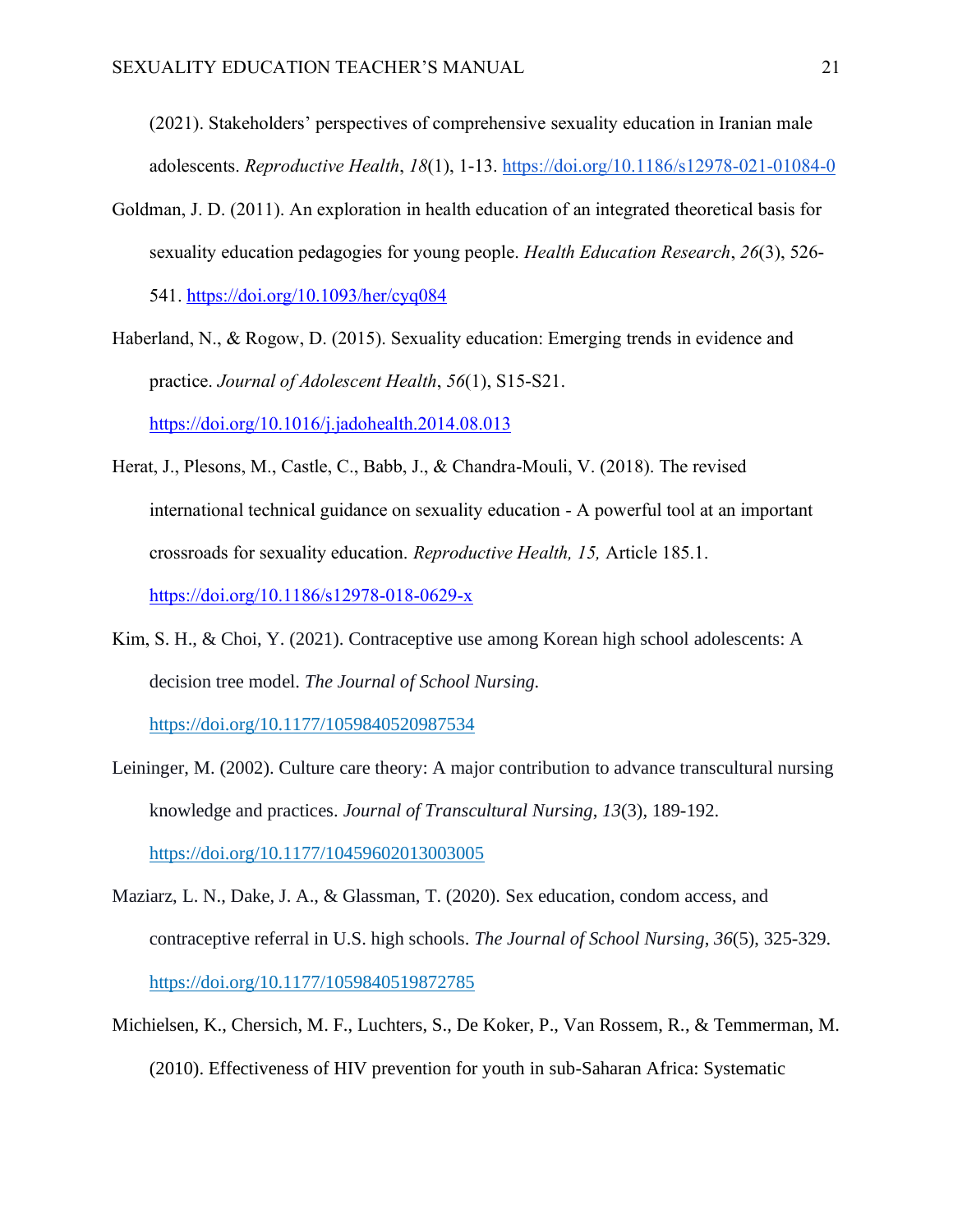(2021). Stakeholders' perspectives of comprehensive sexuality education in Iranian male adolescents. *Reproductive Health*, *18*(1), 1-13. https://doi.org/10.1186/s12978-021-01084-0

Goldman, J. D. (2011). An exploration in health education of an integrated theoretical basis for sexuality education pedagogies for young people. *Health Education Research*, *26*(3), 526-541. https://doi.org/10.1093/her/cyq084

Haberland, N., & Rogow, D. (2015). Sexuality education: Emerging trends in evidence and practice. *Journal of Adolescent Health*, *56*(1), S15-S21. https://doi.org/10.1016/j.jadohealth.2014.08.013

Herat, J., Plesons, M., Castle, C., Babb, J., & Chandra-Mouli, V. (2018). The revised international technical guidance on sexuality education - A powerful tool at an important crossroads for sexuality education. *Reproductive Health, 15,* Article 185.1. https://doi.org/10.1186/s12978-018-0629-x

Kim, S. H., & Choi, Y. (2021). Contraceptive use among Korean high school adolescents: A decision tree model. *The Journal of School Nursing.* https://doi.org/10.1177/1059840520987534

Leininger, M. (2002). Culture care theory: A major contribution to advance transcultural nursing knowledge and practices. *Journal of Transcultural Nursing*, *13*(3), 189-192. https://doi.org/10.1177/10459602013003005

Maziarz, L. N., Dake, J. A., & Glassman, T. (2020). Sex education, condom access, and contraceptive referral in U.S. high schools. *The Journal of School Nursing*, *36*(5), 325-329. https://doi.org/10.1177/1059840519872785

Michielsen, K., Chersich, M. F., Luchters, S., De Koker, P., Van Rossem, R., & Temmerman, M. (2010). Effectiveness of HIV prevention for youth in sub-Saharan Africa: Systematic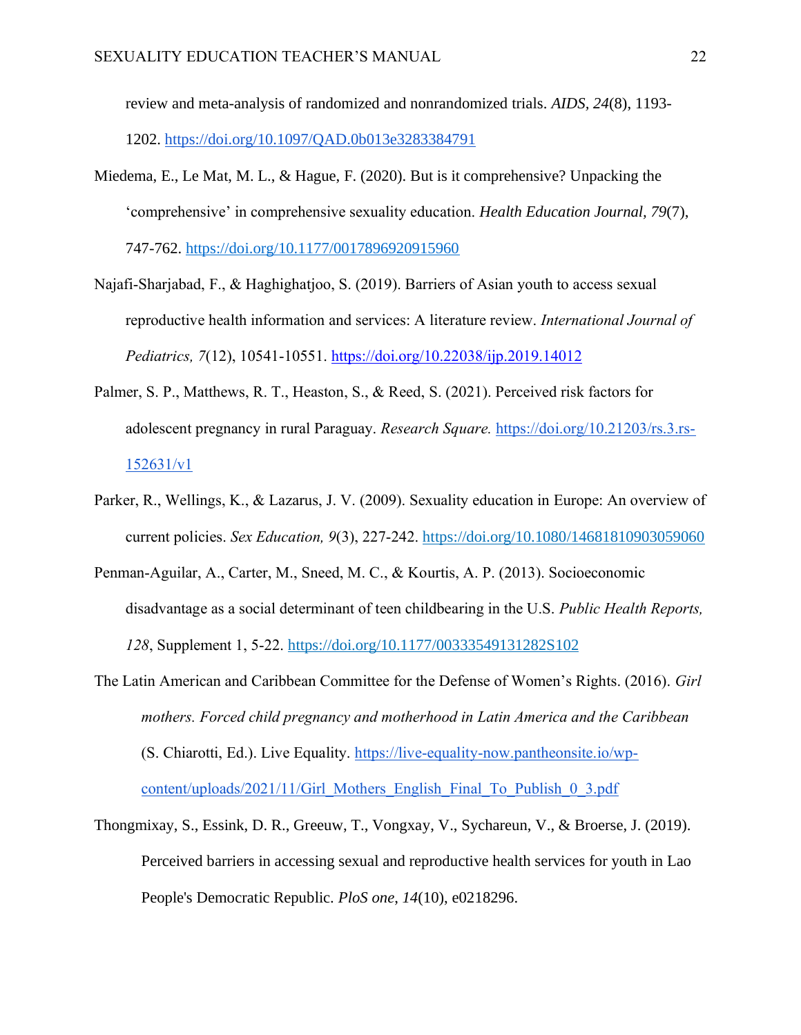review and meta-analysis of randomized and nonrandomized trials. *AIDS, 24*(8), 1193-1202. https://doi.org/10.1097/QAD.0b013e3283384791

Miedema, E., Le Mat, M. L., & Hague, F. (2020). But is it comprehensive? Unpacking the 'comprehensive' in comprehensive sexuality education. *Health Education Journal, 79*(7), 747-762. https://doi.org/10.1177/0017896920915960

Najafi-Sharjabad, F., & Haghighatjoo, S. (2019). Barriers of Asian youth to access sexual reproductive health information and services: A literature review. *International Journal of Pediatrics, 7*(12), 10541-10551. https://doi.org/10.22038/ijp.2019.14012

Palmer, S. P., Matthews, R. T., Heaston, S., & Reed, S. (2021). Perceived risk factors for adolescent pregnancy in rural Paraguay. *Research Square.* https://doi.org/10.21203/rs.3.rs-152631/v1

Parker, R., Wellings, K., & Lazarus, J. V. (2009). Sexuality education in Europe: An overview of current policies. *Sex Education, 9*(3), 227-242. https://doi.org/10.1080/14681810903059060

Penman-Aguilar, A., Carter, M., Sneed, M. C., & Kourtis, A. P. (2013). Socioeconomic disadvantage as a social determinant of teen childbearing in the U.S. *Public Health Reports, 128*, Supplement 1, 5-22. https://doi.org/10.1177/00333549131282S102

The Latin American and Caribbean Committee for the Defense of Women's Rights. (2016). *Girl mothers. Forced child pregnancy and motherhood in Latin America and the Caribbean* (S. Chiarotti, Ed.). Live Equality. https://live-equality-now.pantheonsite.io/wp-content/uploads/2021/11/Girl_Mothers_English_Final_To_Publish_0_3.pdf

Thongmixay, S., Essink, D. R., Greeuw, T., Vongxay, V., Sychareun, V., & Broerse, J. (2019). Perceived barriers in accessing sexual and reproductive health services for youth in Lao People's Democratic Republic. *PloS one*, *14*(10), e0218296.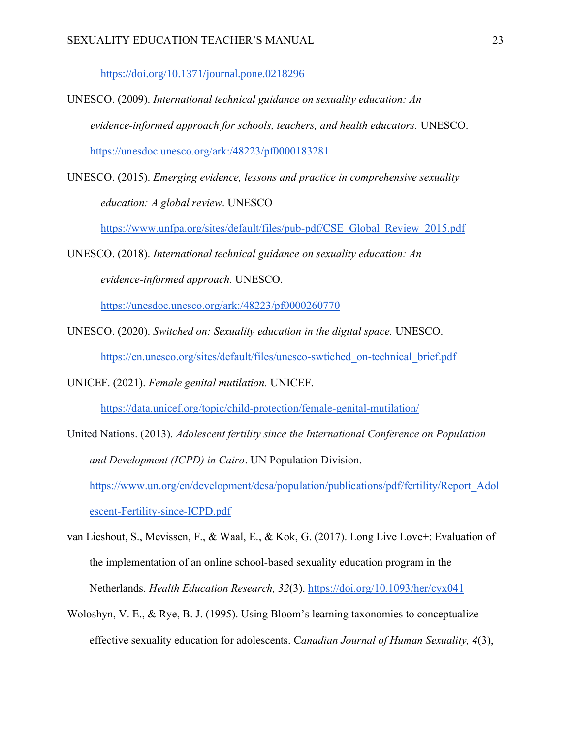https://doi.org/10.1371/journal.pone.0218296

UNESCO. (2009). *International technical guidance on sexuality education: An evidence-informed approach for schools, teachers, and health educators*. UNESCO. https://unesdoc.unesco.org/ark:/48223/pf0000183281

UNESCO. (2015). *Emerging evidence, lessons and practice in comprehensive sexuality education: A global review*. UNESCO https://www.unfpa.org/sites/default/files/pub-pdf/CSE_Global_Review_2015.pdf

UNESCO. (2018). *International technical guidance on sexuality education: An evidence-informed approach.* UNESCO. https://unesdoc.unesco.org/ark:/48223/pf0000260770

UNESCO. (2020). *Switched on: Sexuality education in the digital space.* UNESCO. https://en.unesco.org/sites/default/files/unesco-swtiched_on-technical_brief.pdf

UNICEF. (2021). *Female genital mutilation.* UNICEF. https://data.unicef.org/topic/child-protection/female-genital-mutilation/

United Nations. (2013). *Adolescent fertility since the International Conference on Population and Development (ICPD) in Cairo*. UN Population Division. https://www.un.org/en/development/desa/population/publications/pdf/fertility/Report_Adolescent-Fertility-since-ICPD.pdf

van Lieshout, S., Mevissen, F., & Waal, E., & Kok, G. (2017). Long Live Love+: Evaluation of the implementation of an online school-based sexuality education program in the Netherlands. *Health Education Research, 32*(3). https://doi.org/10.1093/her/cyx041

Woloshyn, V. E., & Rye, B. J. (1995). Using Bloom's learning taxonomies to conceptualize effective sexuality education for adolescents. *Canadian Journal of Human Sexuality, 4*(3),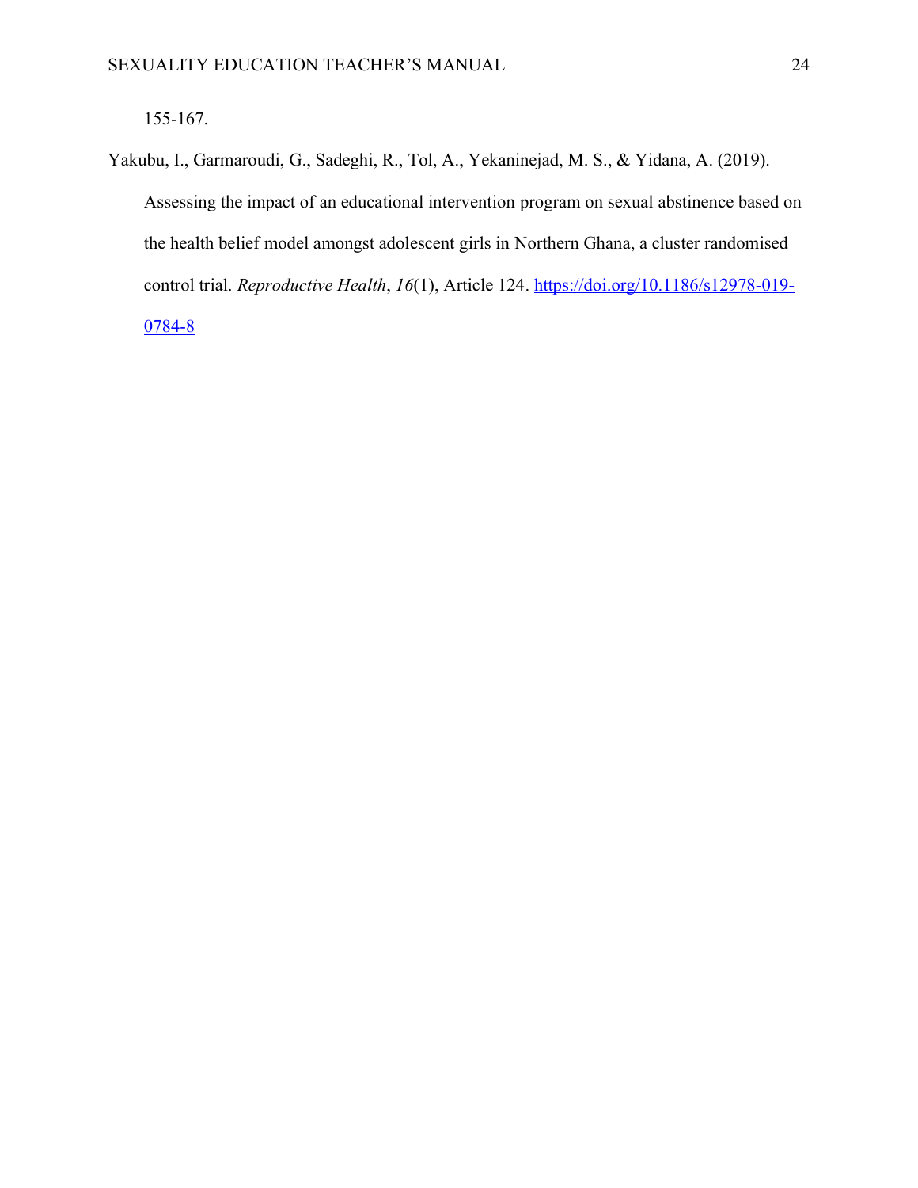155-167.

Yakubu, I., Garmaroudi, G., Sadeghi, R., Tol, A., Yekaninejad, M. S., & Yidana, A. (2019). Assessing the impact of an educational intervention program on sexual abstinence based on the health belief model amongst adolescent girls in Northern Ghana, a cluster randomised control trial. *Reproductive Health*, *16*(1), Article 124. https://doi.org/10.1186/s12978-019-0784-8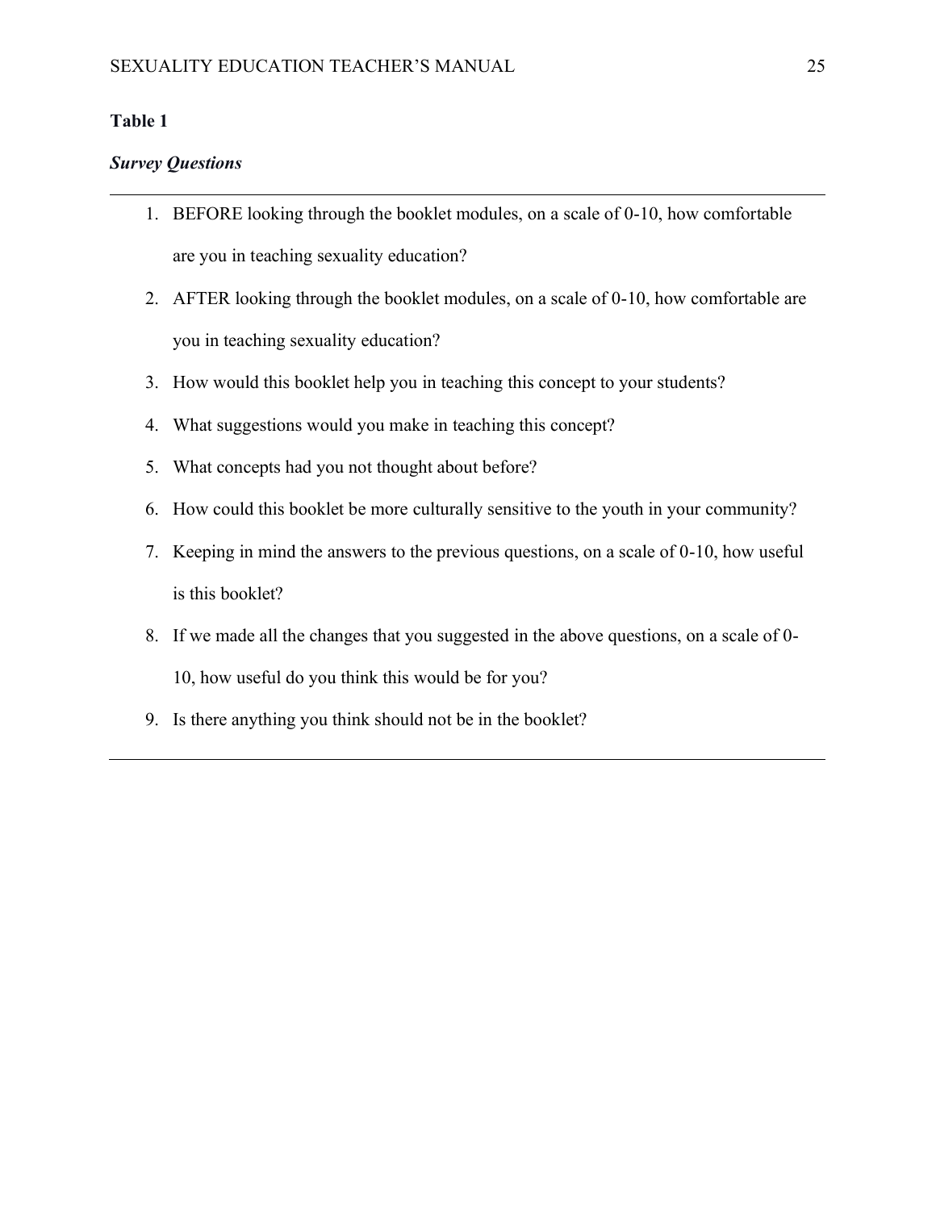**Table 1**

***Survey Questions***

1. BEFORE looking through the booklet modules, on a scale of 0-10, how comfortable are you in teaching sexuality education?
2. AFTER looking through the booklet modules, on a scale of 0-10, how comfortable are you in teaching sexuality education?
3. How would this booklet help you in teaching this concept to your students?
4. What suggestions would you make in teaching this concept?
5. What concepts had you not thought about before?
6. How could this booklet be more culturally sensitive to the youth in your community?
7. Keeping in mind the answers to the previous questions, on a scale of 0-10, how useful is this booklet?
8. If we made all the changes that you suggested in the above questions, on a scale of 0-10, how useful do you think this would be for you?
9. Is there anything you think should not be in the booklet?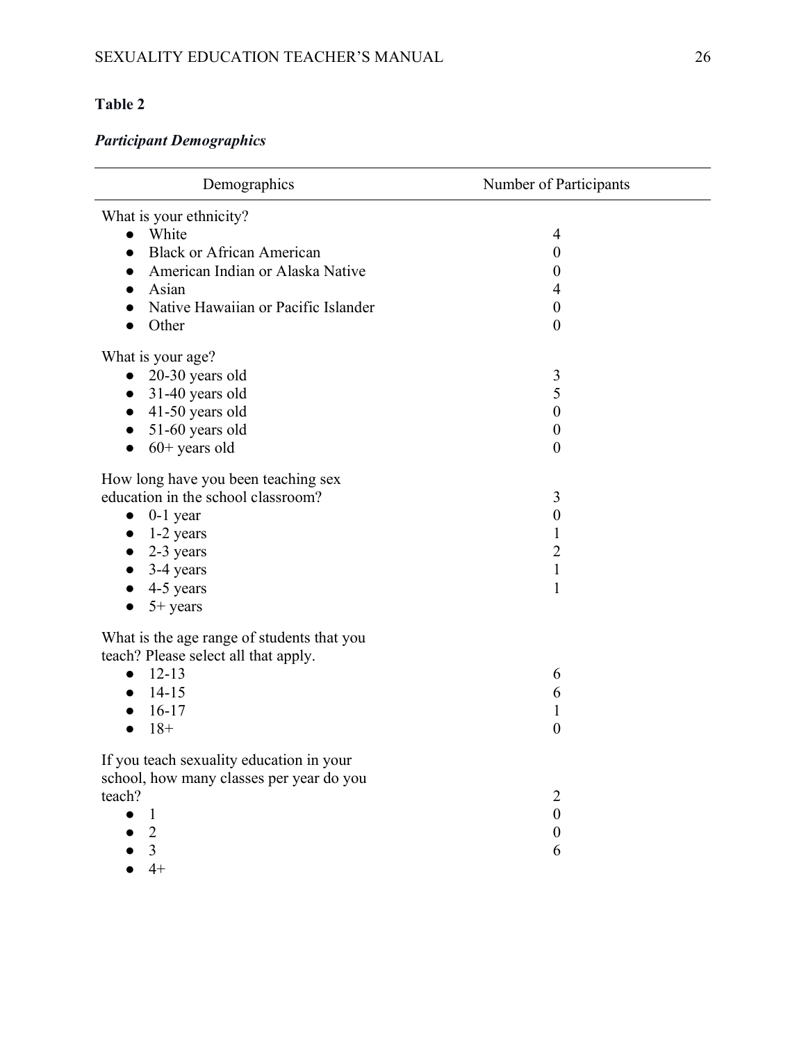**Table 2**

***Participant Demographics***

| Demographics | Number of Participants |
|---|---|
| What is your ethnicity? | |
| ● White | 4 |
| ● Black or African American | 0 |
| ● American Indian or Alaska Native | 0 |
| ● Asian | 4 |
| ● Native Hawaiian or Pacific Islander | 0 |
| ● Other | 0 |
| What is your age? | |
| ● 20-30 years old | 3 |
| ● 31-40 years old | 5 |
| ● 41-50 years old | 0 |
| ● 51-60 years old | 0 |
| ● 60+ years old | 0 |
| How long have you been teaching sex education in the school classroom? | 3 |
| ● 0-1 year | 0 |
| ● 1-2 years | 1 |
| ● 2-3 years | 2 |
| ● 3-4 years | 1 |
| ● 4-5 years | 1 |
| ● 5+ years | |
| What is the age range of students that you teach? Please select all that apply. | |
| ● 12-13 | 6 |
| ● 14-15 | 6 |
| ● 16-17 | 1 |
| ● 18+ | 0 |
| If you teach sexuality education in your school, how many classes per year do you teach? | 2 |
| ● 1 | 0 |
| ● 2 | 0 |
| ● 3 | 6 |
| ● 4+ | |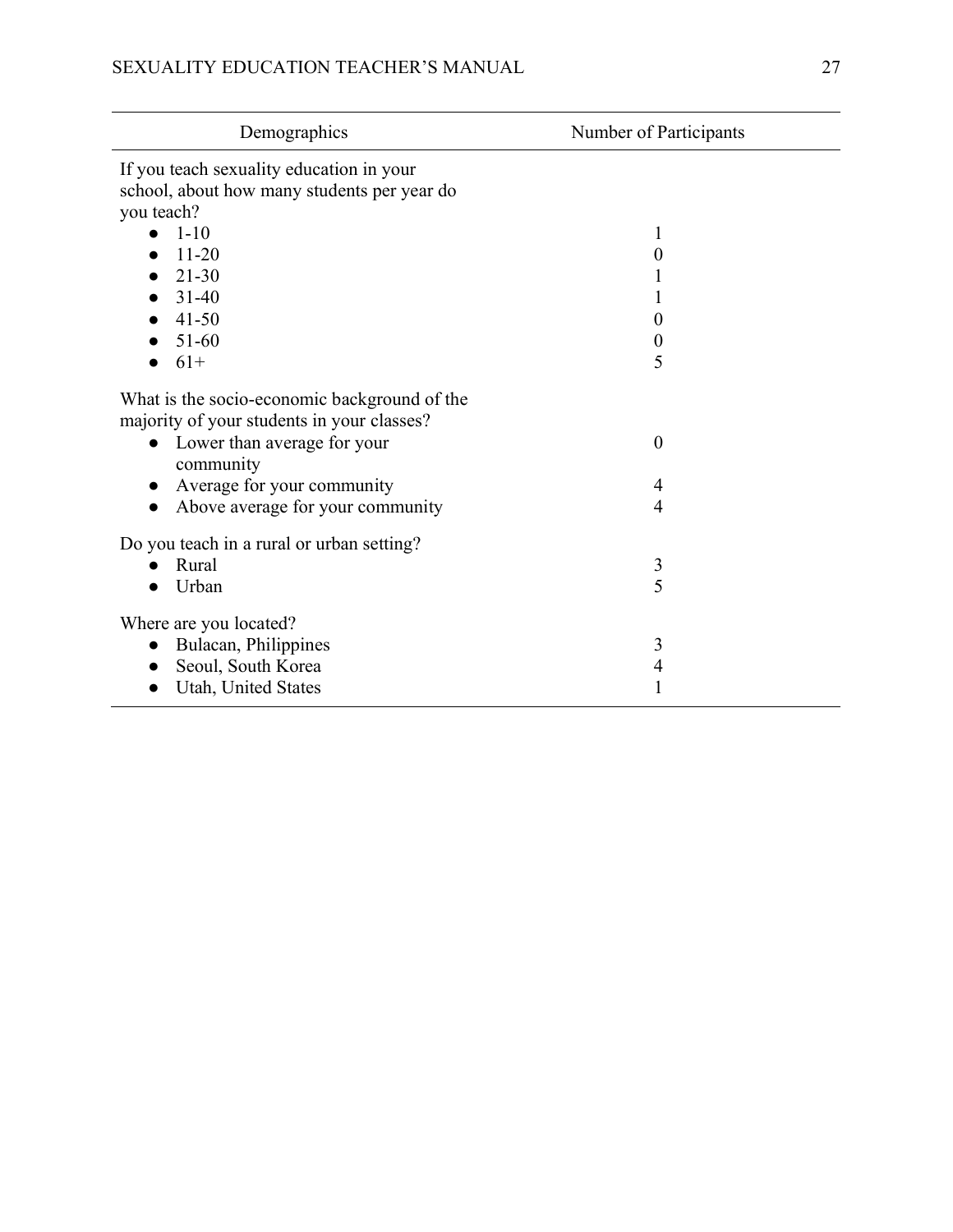| Demographics | Number of Participants |
|---|---|
| If you teach sexuality education in your school, about how many students per year do you teach? | |
| • 1-10 | 1 |
| • 11-20 | 0 |
| • 21-30 | 1 |
| • 31-40 | 1 |
| • 41-50 | 0 |
| • 51-60 | 0 |
| • 61+ | 5 |
| What is the socio-economic background of the majority of your students in your classes? | |
| • Lower than average for your community | 0 |
| • Average for your community | 4 |
| • Above average for your community | 4 |
| Do you teach in a rural or urban setting? | |
| • Rural | 3 |
| • Urban | 5 |
| Where are you located? | |
| • Bulacan, Philippines | 3 |
| • Seoul, South Korea | 4 |
| • Utah, United States | 1 |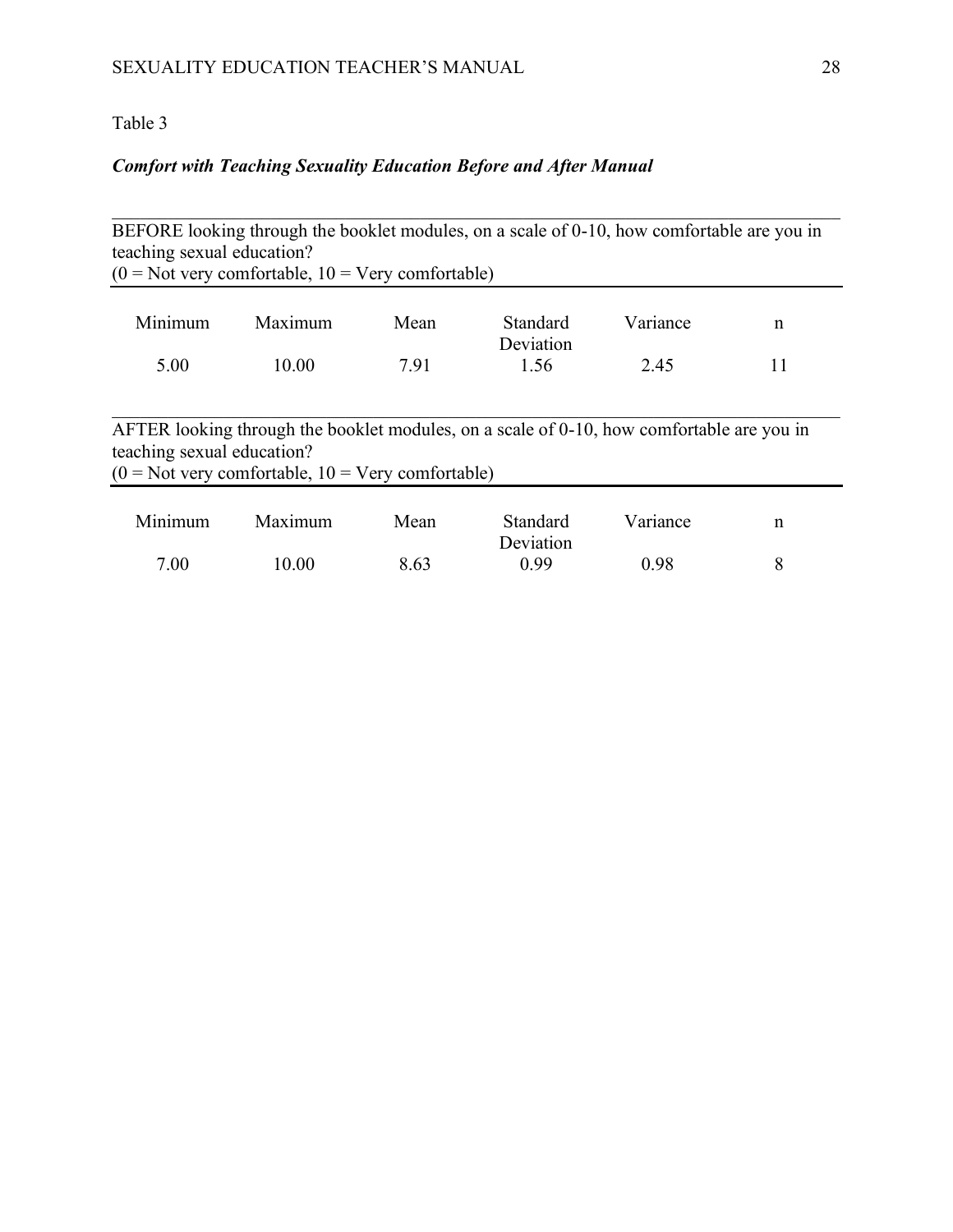Table 3

***Comfort with Teaching Sexuality Education Before and After Manual***

BEFORE looking through the booklet modules, on a scale of 0-10, how comfortable are you in teaching sexual education?
(0 = Not very comfortable, 10 = Very comfortable)

| Minimum | Maximum | Mean | Standard Deviation | Variance | n |
|---|---|---|---|---|---|
| 5.00 | 10.00 | 7.91 | 1.56 | 2.45 | 11 |

AFTER looking through the booklet modules, on a scale of 0-10, how comfortable are you in teaching sexual education?
(0 = Not very comfortable, 10 = Very comfortable)

| Minimum | Maximum | Mean | Standard Deviation | Variance | n |
|---|---|---|---|---|---|
| 7.00 | 10.00 | 8.63 | 0.99 | 0.98 | 8 |